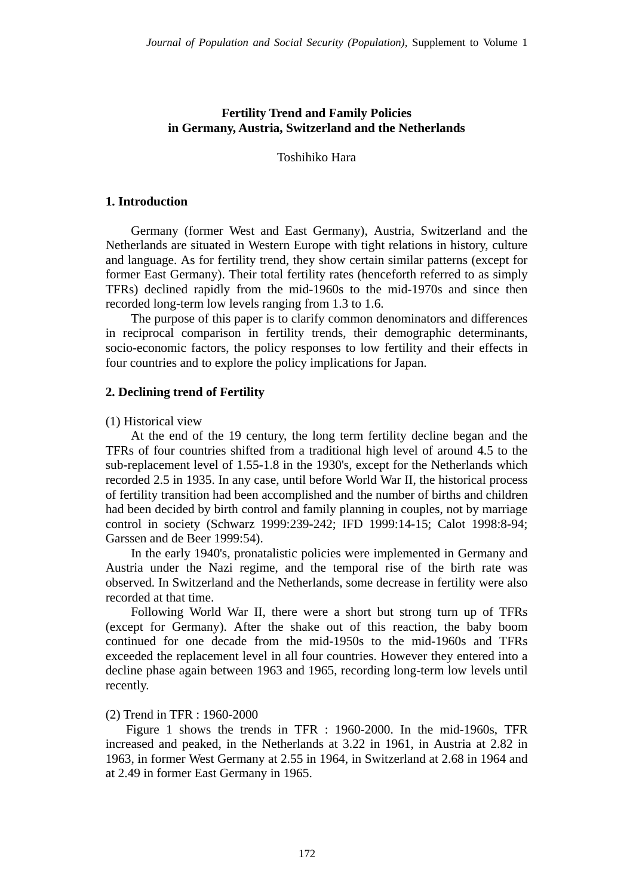# Fertility Trend and Family Policies in Germany, Austria, Switzerland and the Netherlands

Toshihiko Hara

## 1. Introduction

Germany (former West and East Germany), Austria, Switzerland and the Netherlands are situated in Western Europe with tight relations in history, culture and language. As for fertility trend, they show certain similar patterns (except for former East Germany). Their total fertility rates (henceforth referred to as simply TFRs) declined rapidly from the mid-1960s to the mid-1970s and since then recorded long-term low levels ranging from 1.3 to 1.6.

The purpose of this paper is to clarify common denominators and differences in reciprocal comparison in fertility trends, their demographic determinants, socio-economic factors, the policy responses to low fertility and their effects in four countries and to explore the policy implications for Japan.

## 2. Declining trend of Fertility

(1) Historical view

At the end of the 19 century, the long term fertility decline began and the TFRs of four countries shifted from a traditional high level of around 4.5 to the sub-replacement level of 1.55-1.8 in the 1930's, except for the Netherlands which recorded 2.5 in 1935. In any case, until before World War II, the historical process of fertility transition had been accomplished and the number of births and children had been decided by birth control and family planning in couples, not by marriage control in society (Schwarz 1999:239-242; IFD 1999:14-15; Calot 1998:8-94; Garssen and de Beer 1999:54).

In the early 1940's, pronatalistic policies were implemented in Germany and Austria under the Nazi regime, and the temporal rise of the birth rate was observed. In Switzerland and the Netherlands, some decrease in fertility were also recorded at that time.

Following World War II, there were a short but strong turn up of TFRs (except for Germany). After the shake out of this reaction, the baby boom continued for one decade from the mid-1950s to the mid-1960s and TFRs exceeded the replacement level in all four countries. However they entered into a decline phase again between 1963 and 1965, recording long-term low levels until recently.

(2) Trend in TFR : 1960-2000

Figure 1 shows the trends in TFR : 1960-2000. In the mid-1960s, TFR increased and peaked, in the Netherlands at 3.22 in 1961, in Austria at 2.82 in 1963, in former West Germany at 2.55 in 1964, in Switzerland at 2.68 in 1964 and at 2.49 in former East Germany in 1965.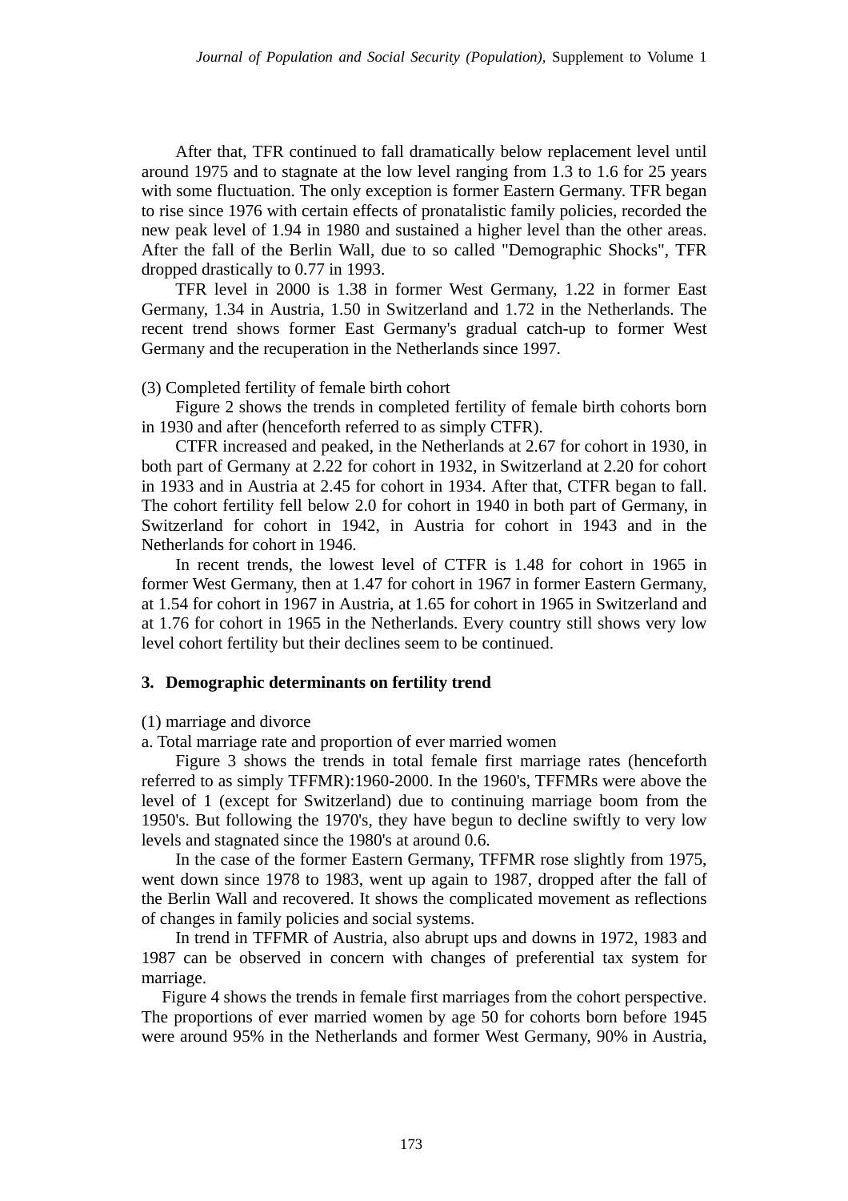After that, TFR continued to fall dramatically below replacement level until around 1975 and to stagnate at the low level ranging from 1.3 to 1.6 for 25 years with some fluctuation. The only exception is former Eastern Germany. TFR began to rise since 1976 with certain effects of pronatalistic family policies, recorded the new peak level of 1.94 in 1980 and sustained a higher level than the other areas. After the fall of the Berlin Wall, due to so called "Demographic Shocks", TFR dropped drastically to 0.77 in 1993.

TFR level in 2000 is 1.38 in former West Germany, 1.22 in former East Germany, 1.34 in Austria, 1.50 in Switzerland and 1.72 in the Netherlands. The recent trend shows former East Germany's gradual catch-up to former West Germany and the recuperation in the Netherlands since 1997.

(3) Completed fertility of female birth cohort

Figure 2 shows the trends in completed fertility of female birth cohorts born in 1930 and after (henceforth referred to as simply CTFR).

CTFR increased and peaked, in the Netherlands at 2.67 for cohort in 1930, in both part of Germany at 2.22 for cohort in 1932, in Switzerland at 2.20 for cohort in 1933 and in Austria at 2.45 for cohort in 1934. After that, CTFR began to fall. The cohort fertility fell below 2.0 for cohort in 1940 in both part of Germany, in Switzerland for cohort in 1942, in Austria for cohort in 1943 and in the Netherlands for cohort in 1946.

In recent trends, the lowest level of CTFR is 1.48 for cohort in 1965 in former West Germany, then at 1.47 for cohort in 1967 in former Eastern Germany, at 1.54 for cohort in 1967 in Austria, at 1.65 for cohort in 1965 in Switzerland and at 1.76 for cohort in 1965 in the Netherlands. Every country still shows very low level cohort fertility but their declines seem to be continued.

## 3. Demographic determinants on fertility trend

(1) marriage and divorce

a. Total marriage rate and proportion of ever married women

Figure 3 shows the trends in total female first marriage rates (henceforth referred to as simply TFFMR):1960-2000. In the 1960's, TFFMRs were above the level of 1 (except for Switzerland) due to continuing marriage boom from the 1950's. But following the 1970's, they have begun to decline swiftly to very low levels and stagnated since the 1980's at around 0.6.

In the case of the former Eastern Germany, TFFMR rose slightly from 1975, went down since 1978 to 1983, went up again to 1987, dropped after the fall of the Berlin Wall and recovered. It shows the complicated movement as reflections of changes in family policies and social systems.

In trend in TFFMR of Austria, also abrupt ups and downs in 1972, 1983 and 1987 can be observed in concern with changes of preferential tax system for marriage.

Figure 4 shows the trends in female first marriages from the cohort perspective. The proportions of ever married women by age 50 for cohorts born before 1945 were around 95% in the Netherlands and former West Germany, 90% in Austria,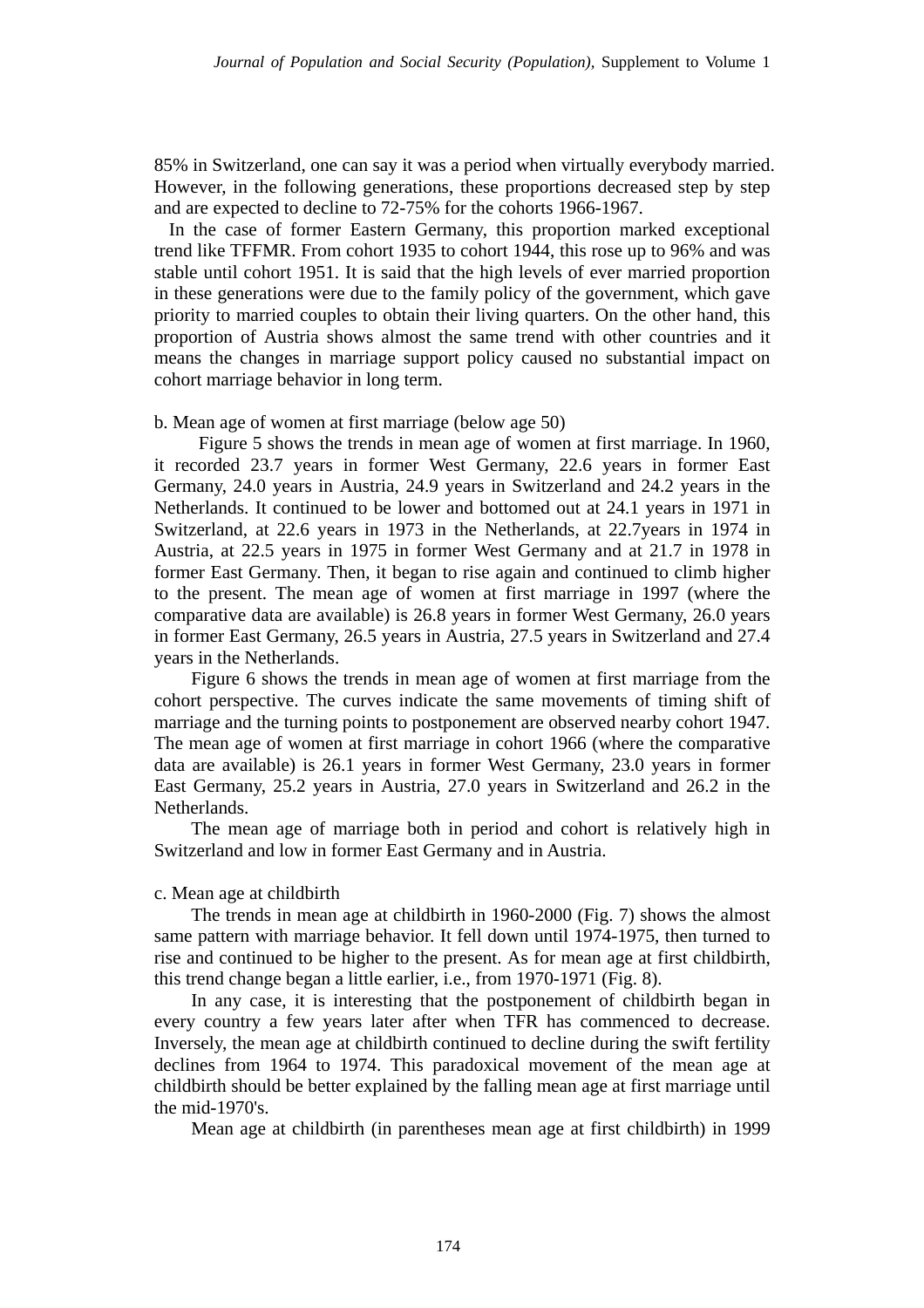85% in Switzerland, one can say it was a period when virtually everybody married. However, in the following generations, these proportions decreased step by step and are expected to decline to 72-75% for the cohorts 1966-1967.

In the case of former Eastern Germany, this proportion marked exceptional trend like TFFMR. From cohort 1935 to cohort 1944, this rose up to 96% and was stable until cohort 1951. It is said that the high levels of ever married proportion in these generations were due to the family policy of the government, which gave priority to married couples to obtain their living quarters. On the other hand, this proportion of Austria shows almost the same trend with other countries and it means the changes in marriage support policy caused no substantial impact on cohort marriage behavior in long term.

b. Mean age of women at first marriage (below age 50)

Figure 5 shows the trends in mean age of women at first marriage. In 1960, it recorded 23.7 years in former West Germany, 22.6 years in former East Germany, 24.0 years in Austria, 24.9 years in Switzerland and 24.2 years in the Netherlands. It continued to be lower and bottomed out at 24.1 years in 1971 in Switzerland, at 22.6 years in 1973 in the Netherlands, at 22.7years in 1974 in Austria, at 22.5 years in 1975 in former West Germany and at 21.7 in 1978 in former East Germany. Then, it began to rise again and continued to climb higher to the present. The mean age of women at first marriage in 1997 (where the comparative data are available) is 26.8 years in former West Germany, 26.0 years in former East Germany, 26.5 years in Austria, 27.5 years in Switzerland and 27.4 years in the Netherlands.

Figure 6 shows the trends in mean age of women at first marriage from the cohort perspective. The curves indicate the same movements of timing shift of marriage and the turning points to postponement are observed nearby cohort 1947. The mean age of women at first marriage in cohort 1966 (where the comparative data are available) is 26.1 years in former West Germany, 23.0 years in former East Germany, 25.2 years in Austria, 27.0 years in Switzerland and 26.2 in the Netherlands.

The mean age of marriage both in period and cohort is relatively high in Switzerland and low in former East Germany and in Austria.

c. Mean age at childbirth

The trends in mean age at childbirth in 1960-2000 (Fig. 7) shows the almost same pattern with marriage behavior. It fell down until 1974-1975, then turned to rise and continued to be higher to the present. As for mean age at first childbirth, this trend change began a little earlier, i.e., from 1970-1971 (Fig. 8).

In any case, it is interesting that the postponement of childbirth began in every country a few years later after when TFR has commenced to decrease. Inversely, the mean age at childbirth continued to decline during the swift fertility declines from 1964 to 1974. This paradoxical movement of the mean age at childbirth should be better explained by the falling mean age at first marriage until the mid-1970's.

Mean age at childbirth (in parentheses mean age at first childbirth) in 1999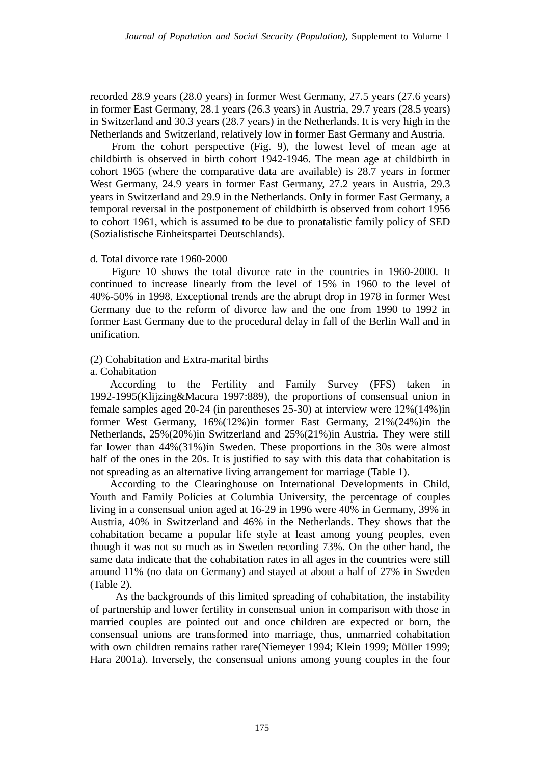recorded 28.9 years (28.0 years) in former West Germany, 27.5 years (27.6 years) in former East Germany, 28.1 years (26.3 years) in Austria, 29.7 years (28.5 years) in Switzerland and 30.3 years (28.7 years) in the Netherlands. It is very high in the Netherlands and Switzerland, relatively low in former East Germany and Austria.

From the cohort perspective (Fig. 9), the lowest level of mean age at childbirth is observed in birth cohort 1942-1946. The mean age at childbirth in cohort 1965 (where the comparative data are available) is 28.7 years in former West Germany, 24.9 years in former East Germany, 27.2 years in Austria, 29.3 years in Switzerland and 29.9 in the Netherlands. Only in former East Germany, a temporal reversal in the postponement of childbirth is observed from cohort 1956 to cohort 1961, which is assumed to be due to pronatalistic family policy of SED (Sozialistische Einheitspartei Deutschlands).

d. Total divorce rate 1960-2000

Figure 10 shows the total divorce rate in the countries in 1960-2000. It continued to increase linearly from the level of 15% in 1960 to the level of 40%-50% in 1998. Exceptional trends are the abrupt drop in 1978 in former West Germany due to the reform of divorce law and the one from 1990 to 1992 in former East Germany due to the procedural delay in fall of the Berlin Wall and in unification.

(2) Cohabitation and Extra-marital births

a. Cohabitation

According to the Fertility and Family Survey (FFS) taken in 1992-1995(Klijzing&Macura 1997:889), the proportions of consensual union in female samples aged 20-24 (in parentheses 25-30) at interview were 12%(14%)in former West Germany, 16%(12%)in former East Germany, 21%(24%)in the Netherlands, 25%(20%)in Switzerland and 25%(21%)in Austria. They were still far lower than 44%(31%)in Sweden. These proportions in the 30s were almost half of the ones in the 20s. It is justified to say with this data that cohabitation is not spreading as an alternative living arrangement for marriage (Table 1).

According to the Clearinghouse on International Developments in Child, Youth and Family Policies at Columbia University, the percentage of couples living in a consensual union aged at 16-29 in 1996 were 40% in Germany, 39% in Austria, 40% in Switzerland and 46% in the Netherlands. They shows that the cohabitation became a popular life style at least among young peoples, even though it was not so much as in Sweden recording 73%. On the other hand, the same data indicate that the cohabitation rates in all ages in the countries were still around 11% (no data on Germany) and stayed at about a half of 27% in Sweden (Table 2).

As the backgrounds of this limited spreading of cohabitation, the instability of partnership and lower fertility in consensual union in comparison with those in married couples are pointed out and once children are expected or born, the consensual unions are transformed into marriage, thus, unmarried cohabitation with own children remains rather rare(Niemeyer 1994; Klein 1999; Müller 1999; Hara 2001a). Inversely, the consensual unions among young couples in the four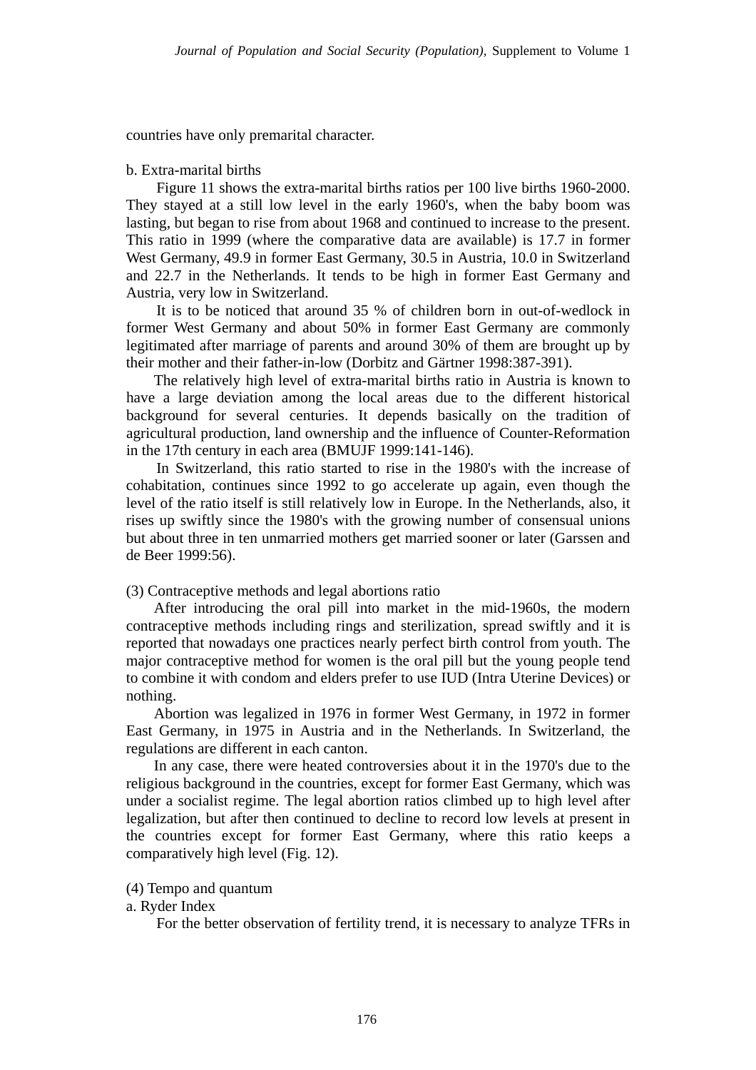countries have only premarital character.

b. Extra-marital births

Figure 11 shows the extra-marital births ratios per 100 live births 1960-2000. They stayed at a still low level in the early 1960's, when the baby boom was lasting, but began to rise from about 1968 and continued to increase to the present. This ratio in 1999 (where the comparative data are available) is 17.7 in former West Germany, 49.9 in former East Germany, 30.5 in Austria, 10.0 in Switzerland and 22.7 in the Netherlands. It tends to be high in former East Germany and Austria, very low in Switzerland.

It is to be noticed that around 35 % of children born in out-of-wedlock in former West Germany and about 50% in former East Germany are commonly legitimated after marriage of parents and around 30% of them are brought up by their mother and their father-in-low (Dorbitz and Gärtner 1998:387-391).

The relatively high level of extra-marital births ratio in Austria is known to have a large deviation among the local areas due to the different historical background for several centuries. It depends basically on the tradition of agricultural production, land ownership and the influence of Counter-Reformation in the 17th century in each area (BMUJF 1999:141-146).

In Switzerland, this ratio started to rise in the 1980's with the increase of cohabitation, continues since 1992 to go accelerate up again, even though the level of the ratio itself is still relatively low in Europe. In the Netherlands, also, it rises up swiftly since the 1980's with the growing number of consensual unions but about three in ten unmarried mothers get married sooner or later (Garssen and de Beer 1999:56).

(3) Contraceptive methods and legal abortions ratio

After introducing the oral pill into market in the mid-1960s, the modern contraceptive methods including rings and sterilization, spread swiftly and it is reported that nowadays one practices nearly perfect birth control from youth. The major contraceptive method for women is the oral pill but the young people tend to combine it with condom and elders prefer to use IUD (Intra Uterine Devices) or nothing.

Abortion was legalized in 1976 in former West Germany, in 1972 in former East Germany, in 1975 in Austria and in the Netherlands. In Switzerland, the regulations are different in each canton.

In any case, there were heated controversies about it in the 1970's due to the religious background in the countries, except for former East Germany, which was under a socialist regime. The legal abortion ratios climbed up to high level after legalization, but after then continued to decline to record low levels at present in the countries except for former East Germany, where this ratio keeps a comparatively high level (Fig. 12).

(4) Tempo and quantum

a. Ryder Index

For the better observation of fertility trend, it is necessary to analyze TFRs in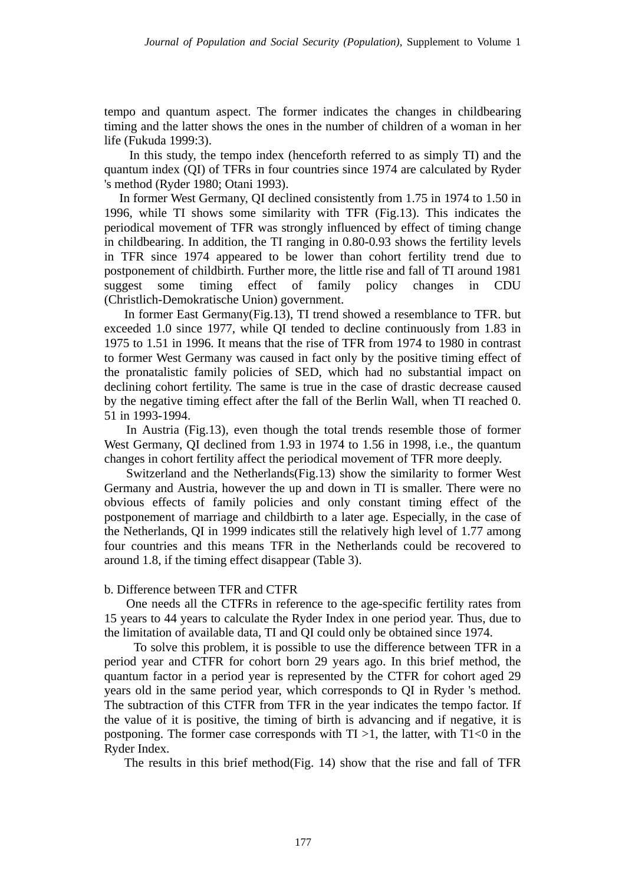tempo and quantum aspect. The former indicates the changes in childbearing timing and the latter shows the ones in the number of children of a woman in her life (Fukuda 1999:3).

In this study, the tempo index (henceforth referred to as simply TI) and the quantum index (QI) of TFRs in four countries since 1974 are calculated by Ryder 's method (Ryder 1980; Otani 1993).

In former West Germany, QI declined consistently from 1.75 in 1974 to 1.50 in 1996, while TI shows some similarity with TFR (Fig.13). This indicates the periodical movement of TFR was strongly influenced by effect of timing change in childbearing. In addition, the TI ranging in 0.80-0.93 shows the fertility levels in TFR since 1974 appeared to be lower than cohort fertility trend due to postponement of childbirth. Further more, the little rise and fall of TI around 1981 suggest some timing effect of family policy changes in CDU (Christlich-Demokratische Union) government.

In former East Germany(Fig.13), TI trend showed a resemblance to TFR. but exceeded 1.0 since 1977, while QI tended to decline continuously from 1.83 in 1975 to 1.51 in 1996. It means that the rise of TFR from 1974 to 1980 in contrast to former West Germany was caused in fact only by the positive timing effect of the pronatalistic family policies of SED, which had no substantial impact on declining cohort fertility. The same is true in the case of drastic decrease caused by the negative timing effect after the fall of the Berlin Wall, when TI reached 0. 51 in 1993-1994.

In Austria (Fig.13), even though the total trends resemble those of former West Germany, QI declined from 1.93 in 1974 to 1.56 in 1998, i.e., the quantum changes in cohort fertility affect the periodical movement of TFR more deeply.

Switzerland and the Netherlands(Fig.13) show the similarity to former West Germany and Austria, however the up and down in TI is smaller. There were no obvious effects of family policies and only constant timing effect of the postponement of marriage and childbirth to a later age. Especially, in the case of the Netherlands, QI in 1999 indicates still the relatively high level of 1.77 among four countries and this means TFR in the Netherlands could be recovered to around 1.8, if the timing effect disappear (Table 3).

b. Difference between TFR and CTFR

One needs all the CTFRs in reference to the age-specific fertility rates from 15 years to 44 years to calculate the Ryder Index in one period year. Thus, due to the limitation of available data, TI and QI could only be obtained since 1974.

To solve this problem, it is possible to use the difference between TFR in a period year and CTFR for cohort born 29 years ago. In this brief method, the quantum factor in a period year is represented by the CTFR for cohort aged 29 years old in the same period year, which corresponds to QI in Ryder 's method. The subtraction of this CTFR from TFR in the year indicates the tempo factor. If the value of it is positive, the timing of birth is advancing and if negative, it is postponing. The former case corresponds with TI >1, the latter, with T1<0 in the Ryder Index.

The results in this brief method(Fig. 14) show that the rise and fall of TFR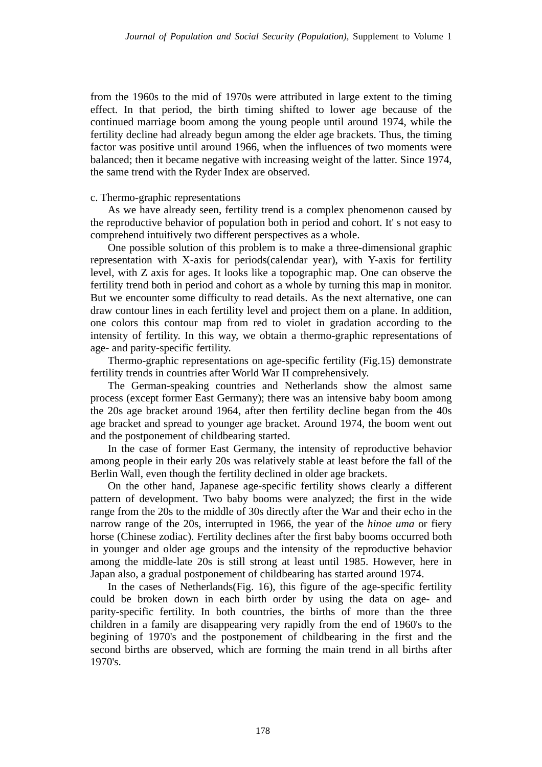from the 1960s to the mid of 1970s were attributed in large extent to the timing effect. In that period, the birth timing shifted to lower age because of the continued marriage boom among the young people until around 1974, while the fertility decline had already begun among the elder age brackets. Thus, the timing factor was positive until around 1966, when the influences of two moments were balanced; then it became negative with increasing weight of the latter. Since 1974, the same trend with the Ryder Index are observed.

c. Thermo-graphic representations

As we have already seen, fertility trend is a complex phenomenon caused by the reproductive behavior of population both in period and cohort. It' s not easy to comprehend intuitively two different perspectives as a whole.

One possible solution of this problem is to make a three-dimensional graphic representation with X-axis for periods(calendar year), with Y-axis for fertility level, with Z axis for ages. It looks like a topographic map. One can observe the fertility trend both in period and cohort as a whole by turning this map in monitor. But we encounter some difficulty to read details. As the next alternative, one can draw contour lines in each fertility level and project them on a plane. In addition, one colors this contour map from red to violet in gradation according to the intensity of fertility. In this way, we obtain a thermo-graphic representations of age- and parity-specific fertility.

Thermo-graphic representations on age-specific fertility (Fig.15) demonstrate fertility trends in countries after World War II comprehensively.

The German-speaking countries and Netherlands show the almost same process (except former East Germany); there was an intensive baby boom among the 20s age bracket around 1964, after then fertility decline began from the 40s age bracket and spread to younger age bracket. Around 1974, the boom went out and the postponement of childbearing started.

In the case of former East Germany, the intensity of reproductive behavior among people in their early 20s was relatively stable at least before the fall of the Berlin Wall, even though the fertility declined in older age brackets.

On the other hand, Japanese age-specific fertility shows clearly a different pattern of development. Two baby booms were analyzed; the first in the wide range from the 20s to the middle of 30s directly after the War and their echo in the narrow range of the 20s, interrupted in 1966, the year of the *hinoe uma* or fiery horse (Chinese zodiac). Fertility declines after the first baby booms occurred both in younger and older age groups and the intensity of the reproductive behavior among the middle-late 20s is still strong at least until 1985. However, here in Japan also, a gradual postponement of childbearing has started around 1974.

In the cases of Netherlands(Fig. 16), this figure of the age-specific fertility could be broken down in each birth order by using the data on age- and parity-specific fertility. In both countries, the births of more than the three children in a family are disappearing very rapidly from the end of 1960's to the begining of 1970's and the postponement of childbearing in the first and the second births are observed, which are forming the main trend in all births after 1970's.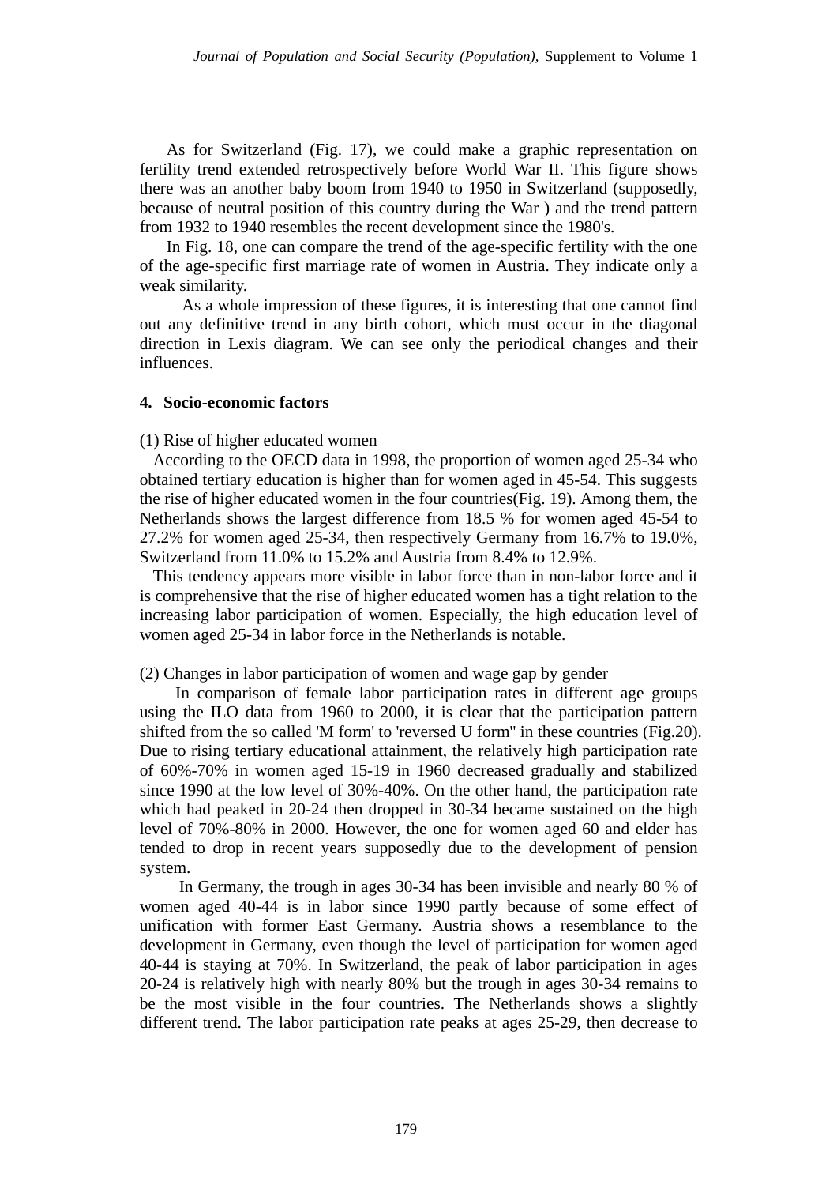As for Switzerland (Fig. 17), we could make a graphic representation on fertility trend extended retrospectively before World War II. This figure shows there was an another baby boom from 1940 to 1950 in Switzerland (supposedly, because of neutral position of this country during the War ) and the trend pattern from 1932 to 1940 resembles the recent development since the 1980's.

In Fig. 18, one can compare the trend of the age-specific fertility with the one of the age-specific first marriage rate of women in Austria. They indicate only a weak similarity.

As a whole impression of these figures, it is interesting that one cannot find out any definitive trend in any birth cohort, which must occur in the diagonal direction in Lexis diagram. We can see only the periodical changes and their influences.

## 4. Socio-economic factors

(1) Rise of higher educated women

According to the OECD data in 1998, the proportion of women aged 25-34 who obtained tertiary education is higher than for women aged in 45-54. This suggests the rise of higher educated women in the four countries(Fig. 19). Among them, the Netherlands shows the largest difference from 18.5 % for women aged 45-54 to 27.2% for women aged 25-34, then respectively Germany from 16.7% to 19.0%, Switzerland from 11.0% to 15.2% and Austria from 8.4% to 12.9%.

This tendency appears more visible in labor force than in non-labor force and it is comprehensive that the rise of higher educated women has a tight relation to the increasing labor participation of women. Especially, the high education level of women aged 25-34 in labor force in the Netherlands is notable.

(2) Changes in labor participation of women and wage gap by gender

In comparison of female labor participation rates in different age groups using the ILO data from 1960 to 2000, it is clear that the participation pattern shifted from the so called 'M form' to 'reversed U form" in these countries (Fig.20). Due to rising tertiary educational attainment, the relatively high participation rate of 60%-70% in women aged 15-19 in 1960 decreased gradually and stabilized since 1990 at the low level of 30%-40%. On the other hand, the participation rate which had peaked in 20-24 then dropped in 30-34 became sustained on the high level of 70%-80% in 2000. However, the one for women aged 60 and elder has tended to drop in recent years supposedly due to the development of pension system.

In Germany, the trough in ages 30-34 has been invisible and nearly 80 % of women aged 40-44 is in labor since 1990 partly because of some effect of unification with former East Germany. Austria shows a resemblance to the development in Germany, even though the level of participation for women aged 40-44 is staying at 70%. In Switzerland, the peak of labor participation in ages 20-24 is relatively high with nearly 80% but the trough in ages 30-34 remains to be the most visible in the four countries. The Netherlands shows a slightly different trend. The labor participation rate peaks at ages 25-29, then decrease to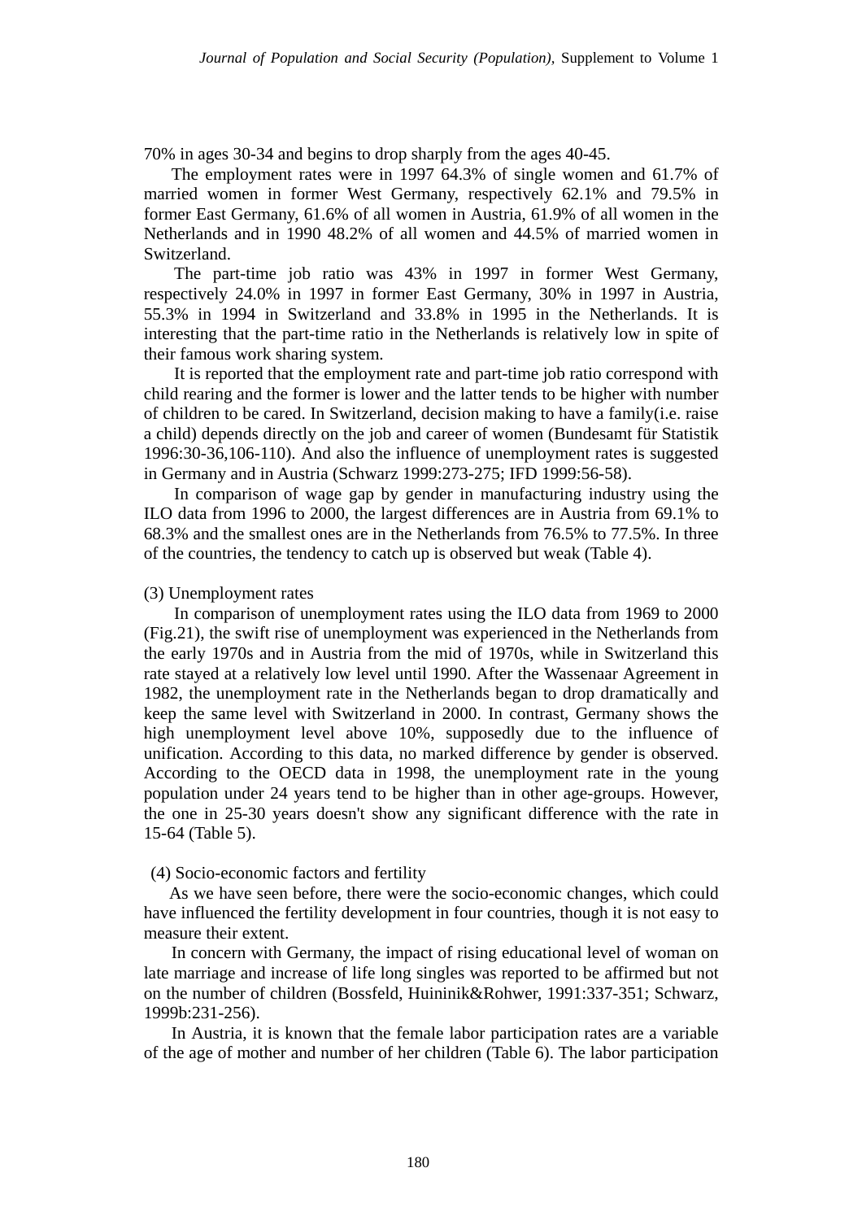70% in ages 30-34 and begins to drop sharply from the ages 40-45.

The employment rates were in 1997 64.3% of single women and 61.7% of married women in former West Germany, respectively 62.1% and 79.5% in former East Germany, 61.6% of all women in Austria, 61.9% of all women in the Netherlands and in 1990 48.2% of all women and 44.5% of married women in Switzerland.

The part-time job ratio was 43% in 1997 in former West Germany, respectively 24.0% in 1997 in former East Germany, 30% in 1997 in Austria, 55.3% in 1994 in Switzerland and 33.8% in 1995 in the Netherlands. It is interesting that the part-time ratio in the Netherlands is relatively low in spite of their famous work sharing system.

It is reported that the employment rate and part-time job ratio correspond with child rearing and the former is lower and the latter tends to be higher with number of children to be cared. In Switzerland, decision making to have a family(i.e. raise a child) depends directly on the job and career of women (Bundesamt für Statistik 1996:30-36,106-110). And also the influence of unemployment rates is suggested in Germany and in Austria (Schwarz 1999:273-275; IFD 1999:56-58).

In comparison of wage gap by gender in manufacturing industry using the ILO data from 1996 to 2000, the largest differences are in Austria from 69.1% to 68.3% and the smallest ones are in the Netherlands from 76.5% to 77.5%. In three of the countries, the tendency to catch up is observed but weak (Table 4).

(3) Unemployment rates

In comparison of unemployment rates using the ILO data from 1969 to 2000 (Fig.21), the swift rise of unemployment was experienced in the Netherlands from the early 1970s and in Austria from the mid of 1970s, while in Switzerland this rate stayed at a relatively low level until 1990. After the Wassenaar Agreement in 1982, the unemployment rate in the Netherlands began to drop dramatically and keep the same level with Switzerland in 2000. In contrast, Germany shows the high unemployment level above 10%, supposedly due to the influence of unification. According to this data, no marked difference by gender is observed. According to the OECD data in 1998, the unemployment rate in the young population under 24 years tend to be higher than in other age-groups. However, the one in 25-30 years doesn't show any significant difference with the rate in 15-64 (Table 5).

(4) Socio-economic factors and fertility

As we have seen before, there were the socio-economic changes, which could have influenced the fertility development in four countries, though it is not easy to measure their extent.

In concern with Germany, the impact of rising educational level of woman on late marriage and increase of life long singles was reported to be affirmed but not on the number of children (Bossfeld, Huininik&Rohwer, 1991:337-351; Schwarz, 1999b:231-256).

In Austria, it is known that the female labor participation rates are a variable of the age of mother and number of her children (Table 6). The labor participation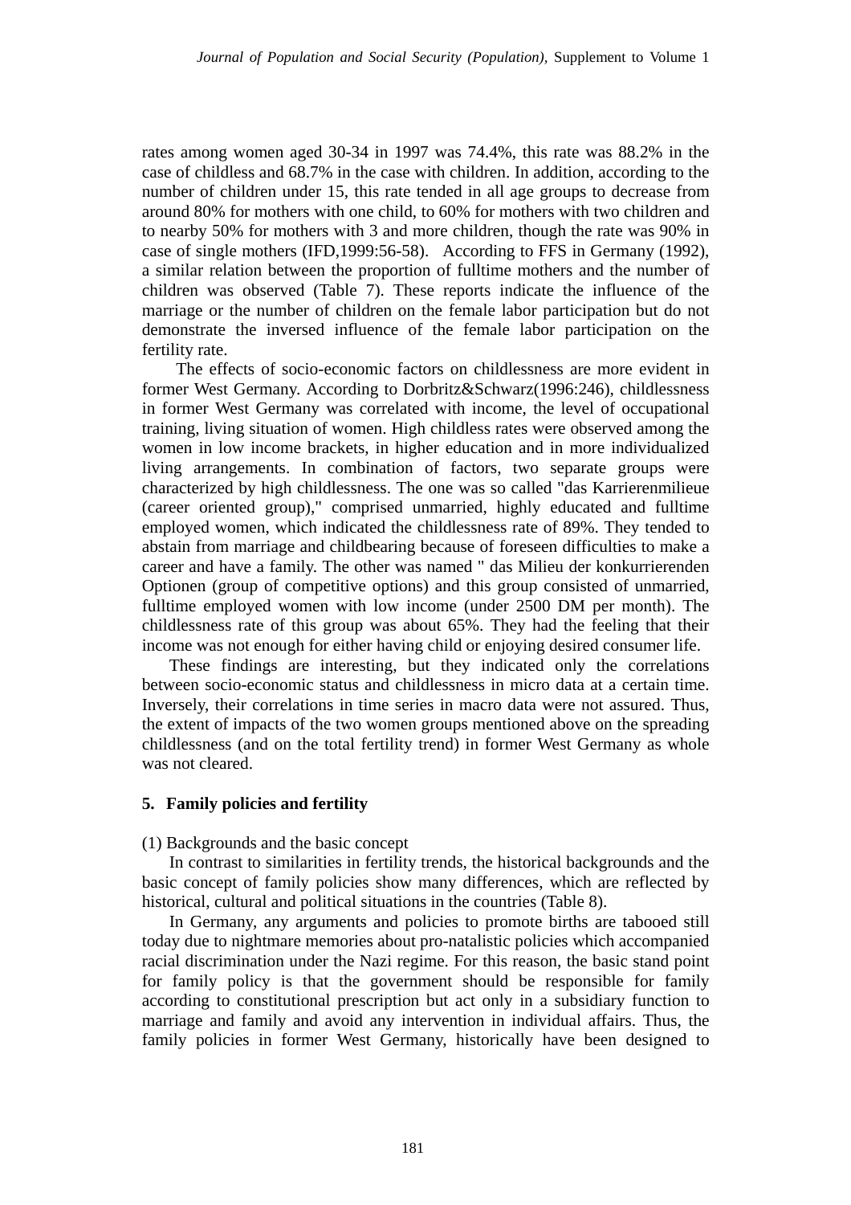rates among women aged 30-34 in 1997 was 74.4%, this rate was 88.2% in the case of childless and 68.7% in the case with children. In addition, according to the number of children under 15, this rate tended in all age groups to decrease from around 80% for mothers with one child, to 60% for mothers with two children and to nearby 50% for mothers with 3 and more children, though the rate was 90% in case of single mothers (IFD,1999:56-58). According to FFS in Germany (1992), a similar relation between the proportion of fulltime mothers and the number of children was observed (Table 7). These reports indicate the influence of the marriage or the number of children on the female labor participation but do not demonstrate the inversed influence of the female labor participation on the fertility rate.

The effects of socio-economic factors on childlessness are more evident in former West Germany. According to Dorbritz&Schwarz(1996:246), childlessness in former West Germany was correlated with income, the level of occupational training, living situation of women. High childless rates were observed among the women in low income brackets, in higher education and in more individualized living arrangements. In combination of factors, two separate groups were characterized by high childlessness. The one was so called "das Karrierenmilieue (career oriented group)," comprised unmarried, highly educated and fulltime employed women, which indicated the childlessness rate of 89%. They tended to abstain from marriage and childbearing because of foreseen difficulties to make a career and have a family. The other was named " das Milieu der konkurrierenden Optionen (group of competitive options) and this group consisted of unmarried, fulltime employed women with low income (under 2500 DM per month). The childlessness rate of this group was about 65%. They had the feeling that their income was not enough for either having child or enjoying desired consumer life.

These findings are interesting, but they indicated only the correlations between socio-economic status and childlessness in micro data at a certain time. Inversely, their correlations in time series in macro data were not assured. Thus, the extent of impacts of the two women groups mentioned above on the spreading childlessness (and on the total fertility trend) in former West Germany as whole was not cleared.

## 5. Family policies and fertility

(1) Backgrounds and the basic concept

In contrast to similarities in fertility trends, the historical backgrounds and the basic concept of family policies show many differences, which are reflected by historical, cultural and political situations in the countries (Table 8).

In Germany, any arguments and policies to promote births are tabooed still today due to nightmare memories about pro-natalistic policies which accompanied racial discrimination under the Nazi regime. For this reason, the basic stand point for family policy is that the government should be responsible for family according to constitutional prescription but act only in a subsidiary function to marriage and family and avoid any intervention in individual affairs. Thus, the family policies in former West Germany, historically have been designed to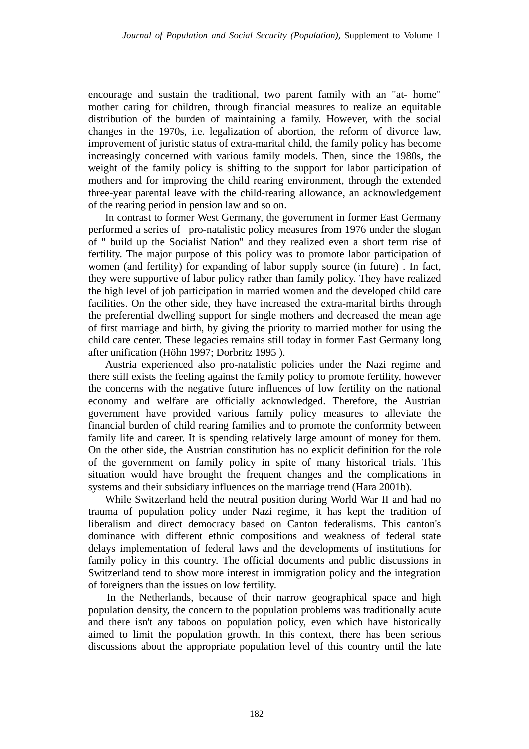encourage and sustain the traditional, two parent family with an "at- home" mother caring for children, through financial measures to realize an equitable distribution of the burden of maintaining a family. However, with the social changes in the 1970s, i.e. legalization of abortion, the reform of divorce law, improvement of juristic status of extra-marital child, the family policy has become increasingly concerned with various family models. Then, since the 1980s, the weight of the family policy is shifting to the support for labor participation of mothers and for improving the child rearing environment, through the extended three-year parental leave with the child-rearing allowance, an acknowledgement of the rearing period in pension law and so on.

In contrast to former West Germany, the government in former East Germany performed a series of pro-natalistic policy measures from 1976 under the slogan of " build up the Socialist Nation" and they realized even a short term rise of fertility. The major purpose of this policy was to promote labor participation of women (and fertility) for expanding of labor supply source (in future) . In fact, they were supportive of labor policy rather than family policy. They have realized the high level of job participation in married women and the developed child care facilities. On the other side, they have increased the extra-marital births through the preferential dwelling support for single mothers and decreased the mean age of first marriage and birth, by giving the priority to married mother for using the child care center. These legacies remains still today in former East Germany long after unification (Höhn 1997; Dorbritz 1995 ).

Austria experienced also pro-natalistic policies under the Nazi regime and there still exists the feeling against the family policy to promote fertility, however the concerns with the negative future influences of low fertility on the national economy and welfare are officially acknowledged. Therefore, the Austrian government have provided various family policy measures to alleviate the financial burden of child rearing families and to promote the conformity between family life and career. It is spending relatively large amount of money for them. On the other side, the Austrian constitution has no explicit definition for the role of the government on family policy in spite of many historical trials. This situation would have brought the frequent changes and the complications in systems and their subsidiary influences on the marriage trend (Hara 2001b).

While Switzerland held the neutral position during World War II and had no trauma of population policy under Nazi regime, it has kept the tradition of liberalism and direct democracy based on Canton federalisms. This canton's dominance with different ethnic compositions and weakness of federal state delays implementation of federal laws and the developments of institutions for family policy in this country. The official documents and public discussions in Switzerland tend to show more interest in immigration policy and the integration of foreigners than the issues on low fertility.

In the Netherlands, because of their narrow geographical space and high population density, the concern to the population problems was traditionally acute and there isn't any taboos on population policy, even which have historically aimed to limit the population growth. In this context, there has been serious discussions about the appropriate population level of this country until the late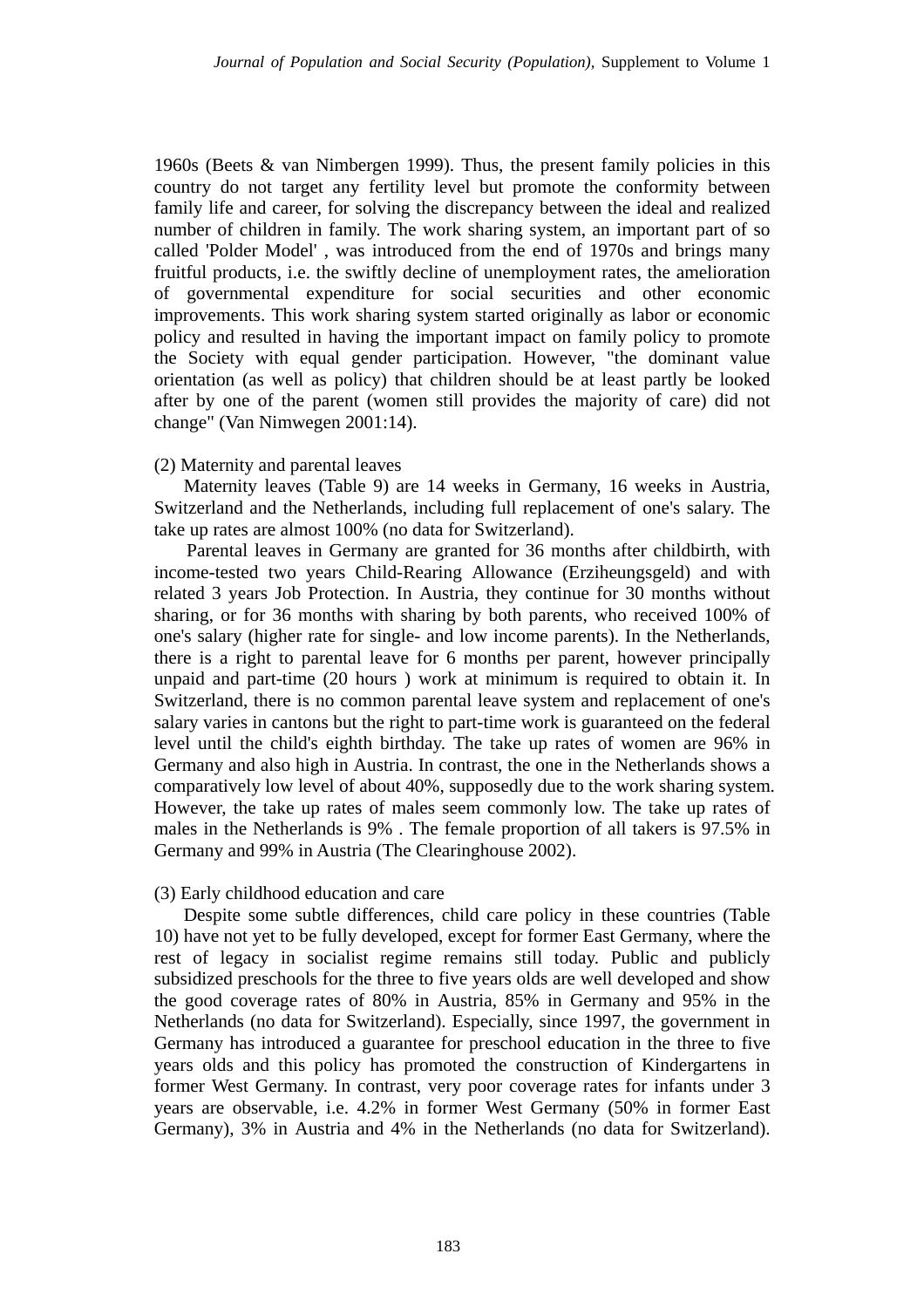1960s (Beets & van Nimbergen 1999). Thus, the present family policies in this country do not target any fertility level but promote the conformity between family life and career, for solving the discrepancy between the ideal and realized number of children in family. The work sharing system, an important part of so called 'Polder Model' , was introduced from the end of 1970s and brings many fruitful products, i.e. the swiftly decline of unemployment rates, the amelioration of governmental expenditure for social securities and other economic improvements. This work sharing system started originally as labor or economic policy and resulted in having the important impact on family policy to promote the Society with equal gender participation. However, "the dominant value orientation (as well as policy) that children should be at least partly be looked after by one of the parent (women still provides the majority of care) did not change" (Van Nimwegen 2001:14).

(2) Maternity and parental leaves

Maternity leaves (Table 9) are 14 weeks in Germany, 16 weeks in Austria, Switzerland and the Netherlands, including full replacement of one's salary. The take up rates are almost 100% (no data for Switzerland).

Parental leaves in Germany are granted for 36 months after childbirth, with income-tested two years Child-Rearing Allowance (Erziheungsgeld) and with related 3 years Job Protection. In Austria, they continue for 30 months without sharing, or for 36 months with sharing by both parents, who received 100% of one's salary (higher rate for single- and low income parents). In the Netherlands, there is a right to parental leave for 6 months per parent, however principally unpaid and part-time (20 hours ) work at minimum is required to obtain it. In Switzerland, there is no common parental leave system and replacement of one's salary varies in cantons but the right to part-time work is guaranteed on the federal level until the child's eighth birthday. The take up rates of women are 96% in Germany and also high in Austria. In contrast, the one in the Netherlands shows a comparatively low level of about 40%, supposedly due to the work sharing system. However, the take up rates of males seem commonly low. The take up rates of males in the Netherlands is 9% . The female proportion of all takers is 97.5% in Germany and 99% in Austria (The Clearinghouse 2002).

(3) Early childhood education and care

Despite some subtle differences, child care policy in these countries (Table 10) have not yet to be fully developed, except for former East Germany, where the rest of legacy in socialist regime remains still today. Public and publicly subsidized preschools for the three to five years olds are well developed and show the good coverage rates of 80% in Austria, 85% in Germany and 95% in the Netherlands (no data for Switzerland). Especially, since 1997, the government in Germany has introduced a guarantee for preschool education in the three to five years olds and this policy has promoted the construction of Kindergartens in former West Germany. In contrast, very poor coverage rates for infants under 3 years are observable, i.e. 4.2% in former West Germany (50% in former East Germany), 3% in Austria and 4% in the Netherlands (no data for Switzerland).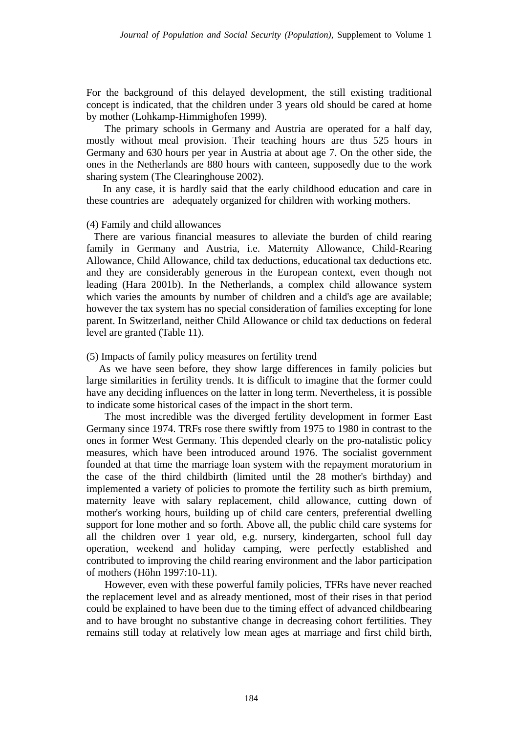For the background of this delayed development, the still existing traditional concept is indicated, that the children under 3 years old should be cared at home by mother (Lohkamp-Himmighofen 1999).

The primary schools in Germany and Austria are operated for a half day, mostly without meal provision. Their teaching hours are thus 525 hours in Germany and 630 hours per year in Austria at about age 7. On the other side, the ones in the Netherlands are 880 hours with canteen, supposedly due to the work sharing system (The Clearinghouse 2002).

In any case, it is hardly said that the early childhood education and care in these countries are adequately organized for children with working mothers.

(4) Family and child allowances

There are various financial measures to alleviate the burden of child rearing family in Germany and Austria, i.e. Maternity Allowance, Child-Rearing Allowance, Child Allowance, child tax deductions, educational tax deductions etc. and they are considerably generous in the European context, even though not leading (Hara 2001b). In the Netherlands, a complex child allowance system which varies the amounts by number of children and a child's age are available; however the tax system has no special consideration of families excepting for lone parent. In Switzerland, neither Child Allowance or child tax deductions on federal level are granted (Table 11).

(5) Impacts of family policy measures on fertility trend

As we have seen before, they show large differences in family policies but large similarities in fertility trends. It is difficult to imagine that the former could have any deciding influences on the latter in long term. Nevertheless, it is possible to indicate some historical cases of the impact in the short term.

The most incredible was the diverged fertility development in former East Germany since 1974. TRFs rose there swiftly from 1975 to 1980 in contrast to the ones in former West Germany. This depended clearly on the pro-natalistic policy measures, which have been introduced around 1976. The socialist government founded at that time the marriage loan system with the repayment moratorium in the case of the third childbirth (limited until the 28 mother's birthday) and implemented a variety of policies to promote the fertility such as birth premium, maternity leave with salary replacement, child allowance, cutting down of mother's working hours, building up of child care centers, preferential dwelling support for lone mother and so forth. Above all, the public child care systems for all the children over 1 year old, e.g. nursery, kindergarten, school full day operation, weekend and holiday camping, were perfectly established and contributed to improving the child rearing environment and the labor participation of mothers (Höhn 1997:10-11).

However, even with these powerful family policies, TFRs have never reached the replacement level and as already mentioned, most of their rises in that period could be explained to have been due to the timing effect of advanced childbearing and to have brought no substantive change in decreasing cohort fertilities. They remains still today at relatively low mean ages at marriage and first child birth,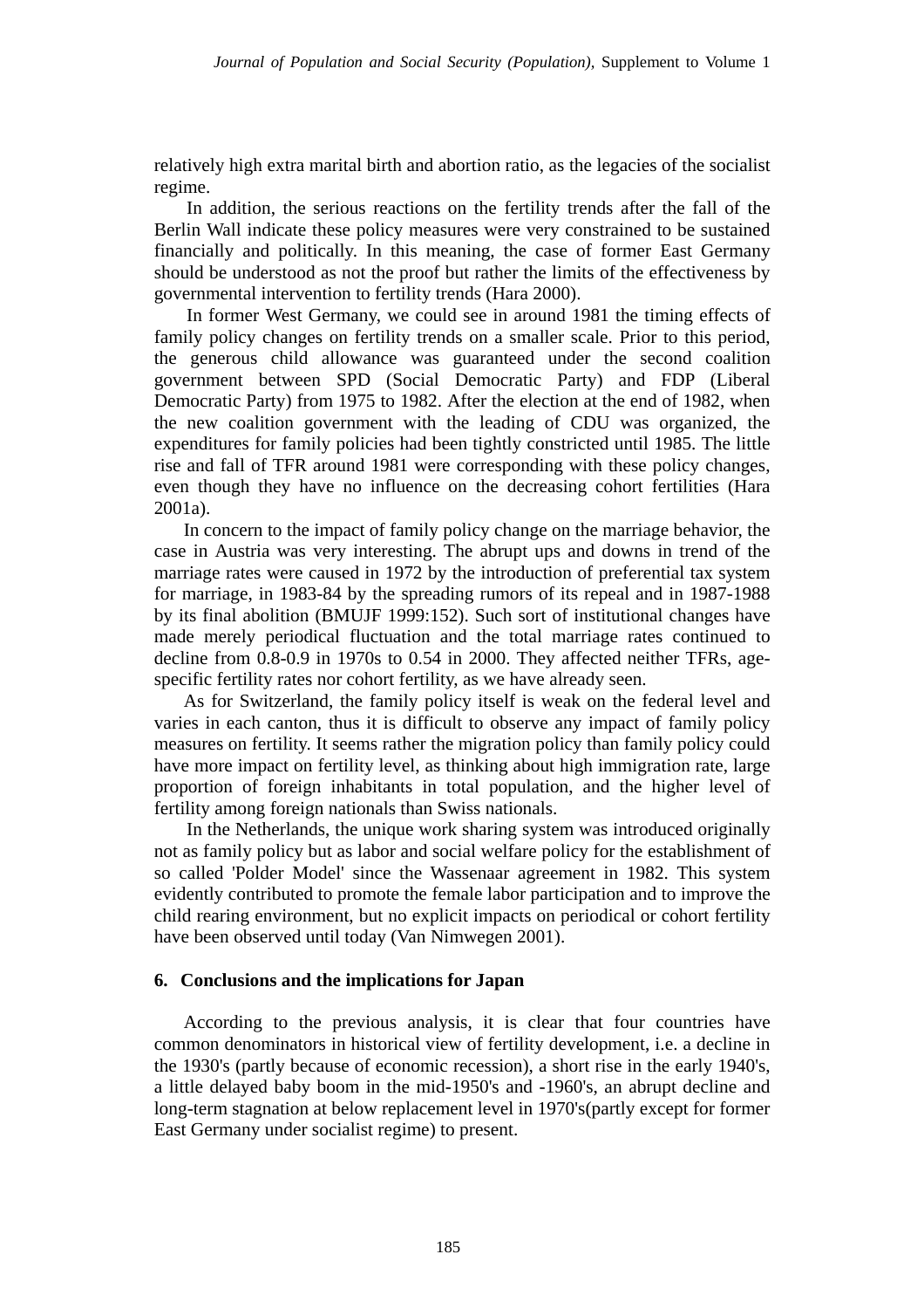relatively high extra marital birth and abortion ratio, as the legacies of the socialist regime.

In addition, the serious reactions on the fertility trends after the fall of the Berlin Wall indicate these policy measures were very constrained to be sustained financially and politically. In this meaning, the case of former East Germany should be understood as not the proof but rather the limits of the effectiveness by governmental intervention to fertility trends (Hara 2000).

In former West Germany, we could see in around 1981 the timing effects of family policy changes on fertility trends on a smaller scale. Prior to this period, the generous child allowance was guaranteed under the second coalition government between SPD (Social Democratic Party) and FDP (Liberal Democratic Party) from 1975 to 1982. After the election at the end of 1982, when the new coalition government with the leading of CDU was organized, the expenditures for family policies had been tightly constricted until 1985. The little rise and fall of TFR around 1981 were corresponding with these policy changes, even though they have no influence on the decreasing cohort fertilities (Hara 2001a).

In concern to the impact of family policy change on the marriage behavior, the case in Austria was very interesting. The abrupt ups and downs in trend of the marriage rates were caused in 1972 by the introduction of preferential tax system for marriage, in 1983-84 by the spreading rumors of its repeal and in 1987-1988 by its final abolition (BMUJF 1999:152). Such sort of institutional changes have made merely periodical fluctuation and the total marriage rates continued to decline from 0.8-0.9 in 1970s to 0.54 in 2000. They affected neither TFRs, age-specific fertility rates nor cohort fertility, as we have already seen.

As for Switzerland, the family policy itself is weak on the federal level and varies in each canton, thus it is difficult to observe any impact of family policy measures on fertility. It seems rather the migration policy than family policy could have more impact on fertility level, as thinking about high immigration rate, large proportion of foreign inhabitants in total population, and the higher level of fertility among foreign nationals than Swiss nationals.

In the Netherlands, the unique work sharing system was introduced originally not as family policy but as labor and social welfare policy for the establishment of so called 'Polder Model' since the Wassenaar agreement in 1982. This system evidently contributed to promote the female labor participation and to improve the child rearing environment, but no explicit impacts on periodical or cohort fertility have been observed until today (Van Nimwegen 2001).

## 6. Conclusions and the implications for Japan

According to the previous analysis, it is clear that four countries have common denominators in historical view of fertility development, i.e. a decline in the 1930's (partly because of economic recession), a short rise in the early 1940's, a little delayed baby boom in the mid-1950's and -1960's, an abrupt decline and long-term stagnation at below replacement level in 1970's(partly except for former East Germany under socialist regime) to present.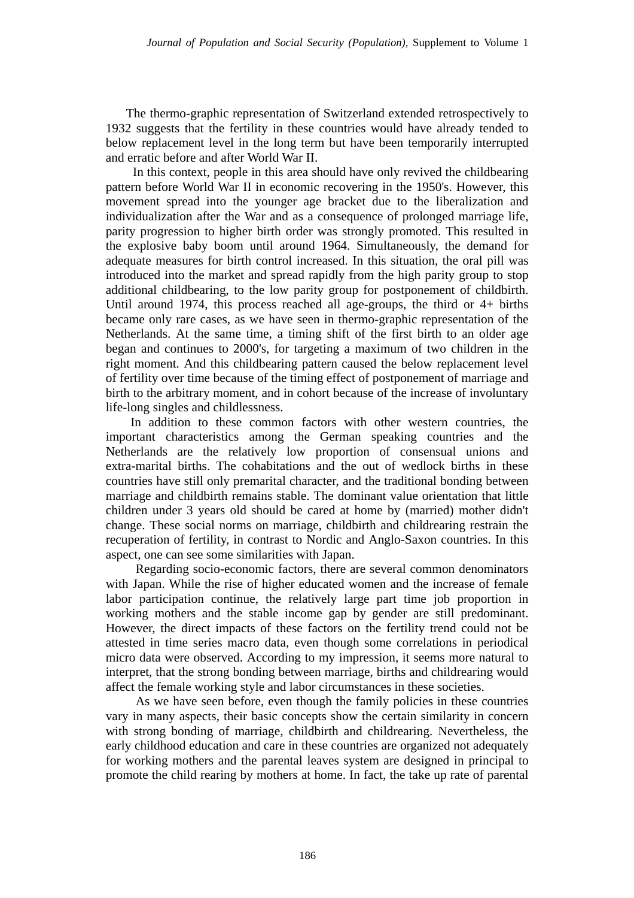The thermo-graphic representation of Switzerland extended retrospectively to 1932 suggests that the fertility in these countries would have already tended to below replacement level in the long term but have been temporarily interrupted and erratic before and after World War II.

In this context, people in this area should have only revived the childbearing pattern before World War II in economic recovering in the 1950's. However, this movement spread into the younger age bracket due to the liberalization and individualization after the War and as a consequence of prolonged marriage life, parity progression to higher birth order was strongly promoted. This resulted in the explosive baby boom until around 1964. Simultaneously, the demand for adequate measures for birth control increased. In this situation, the oral pill was introduced into the market and spread rapidly from the high parity group to stop additional childbearing, to the low parity group for postponement of childbirth. Until around 1974, this process reached all age-groups, the third or 4+ births became only rare cases, as we have seen in thermo-graphic representation of the Netherlands. At the same time, a timing shift of the first birth to an older age began and continues to 2000's, for targeting a maximum of two children in the right moment. And this childbearing pattern caused the below replacement level of fertility over time because of the timing effect of postponement of marriage and birth to the arbitrary moment, and in cohort because of the increase of involuntary life-long singles and childlessness.

In addition to these common factors with other western countries, the important characteristics among the German speaking countries and the Netherlands are the relatively low proportion of consensual unions and extra-marital births. The cohabitations and the out of wedlock births in these countries have still only premarital character, and the traditional bonding between marriage and childbirth remains stable. The dominant value orientation that little children under 3 years old should be cared at home by (married) mother didn't change. These social norms on marriage, childbirth and childrearing restrain the recuperation of fertility, in contrast to Nordic and Anglo-Saxon countries. In this aspect, one can see some similarities with Japan.

Regarding socio-economic factors, there are several common denominators with Japan. While the rise of higher educated women and the increase of female labor participation continue, the relatively large part time job proportion in working mothers and the stable income gap by gender are still predominant. However, the direct impacts of these factors on the fertility trend could not be attested in time series macro data, even though some correlations in periodical micro data were observed. According to my impression, it seems more natural to interpret, that the strong bonding between marriage, births and childrearing would affect the female working style and labor circumstances in these societies.

As we have seen before, even though the family policies in these countries vary in many aspects, their basic concepts show the certain similarity in concern with strong bonding of marriage, childbirth and childrearing. Nevertheless, the early childhood education and care in these countries are organized not adequately for working mothers and the parental leaves system are designed in principal to promote the child rearing by mothers at home. In fact, the take up rate of parental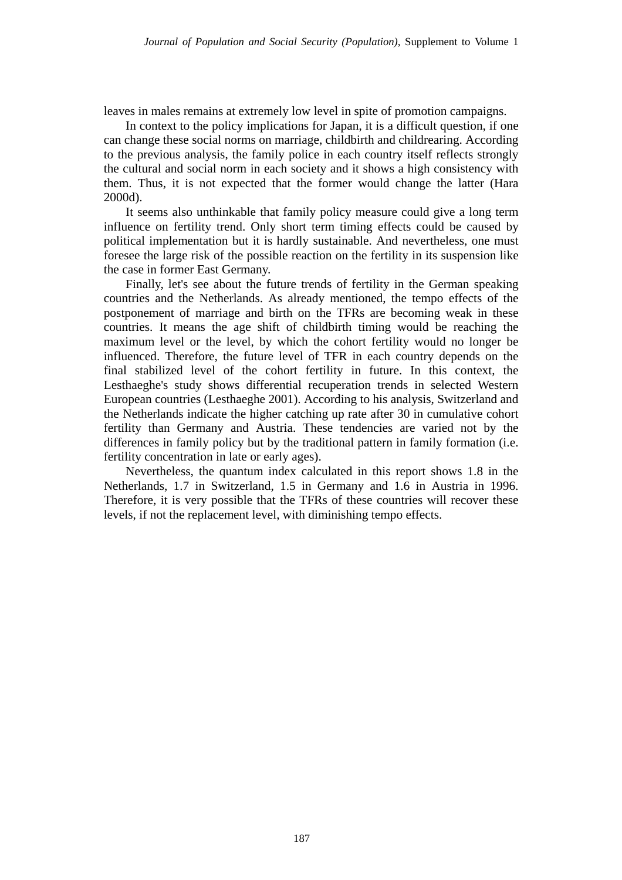leaves in males remains at extremely low level in spite of promotion campaigns.

In context to the policy implications for Japan, it is a difficult question, if one can change these social norms on marriage, childbirth and childrearing. According to the previous analysis, the family police in each country itself reflects strongly the cultural and social norm in each society and it shows a high consistency with them. Thus, it is not expected that the former would change the latter (Hara 2000d).

It seems also unthinkable that family policy measure could give a long term influence on fertility trend. Only short term timing effects could be caused by political implementation but it is hardly sustainable. And nevertheless, one must foresee the large risk of the possible reaction on the fertility in its suspension like the case in former East Germany.

Finally, let's see about the future trends of fertility in the German speaking countries and the Netherlands. As already mentioned, the tempo effects of the postponement of marriage and birth on the TFRs are becoming weak in these countries. It means the age shift of childbirth timing would be reaching the maximum level or the level, by which the cohort fertility would no longer be influenced. Therefore, the future level of TFR in each country depends on the final stabilized level of the cohort fertility in future. In this context, the Lesthaeghe's study shows differential recuperation trends in selected Western European countries (Lesthaeghe 2001). According to his analysis, Switzerland and the Netherlands indicate the higher catching up rate after 30 in cumulative cohort fertility than Germany and Austria. These tendencies are varied not by the differences in family policy but by the traditional pattern in family formation (i.e. fertility concentration in late or early ages).

Nevertheless, the quantum index calculated in this report shows 1.8 in the Netherlands, 1.7 in Switzerland, 1.5 in Germany and 1.6 in Austria in 1996. Therefore, it is very possible that the TFRs of these countries will recover these levels, if not the replacement level, with diminishing tempo effects.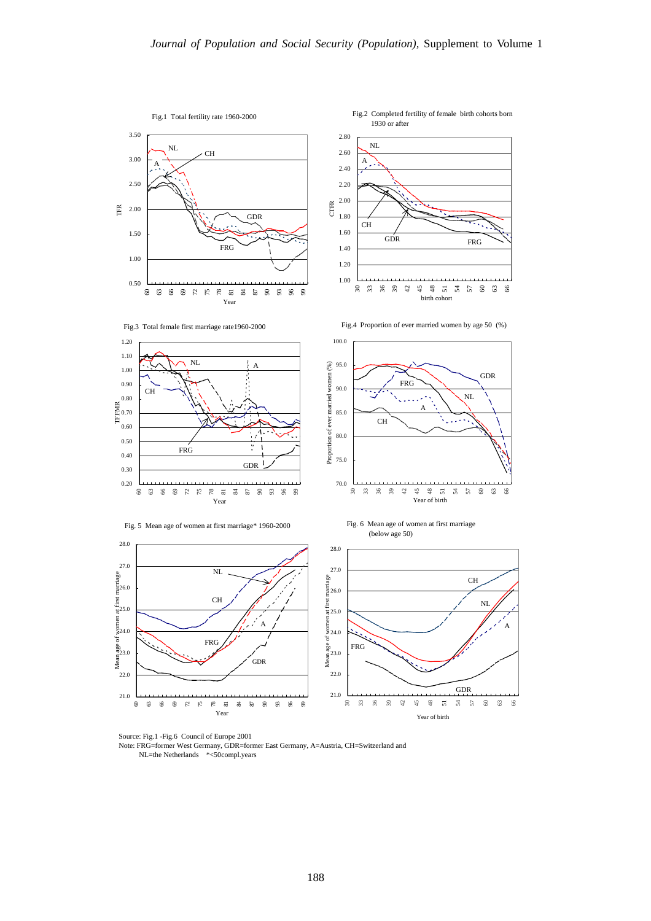Fig.1 Total fertility rate 1960-2000

Fig.2 Completed fertility of female birth cohorts born 1930 or after

Fig.3 Total female first marriage rate1960-2000

Fig.4 Proportion of ever married women by age 50 (%)

Fig. 5 Mean age of women at first marriage* 1960-2000

Fig. 6 Mean age of women at first marriage (below age 50)

Source: Fig.1 -Fig.6 Council of Europe 2001

Note: FRG=former West Germany, GDR=former East Germany, A=Austria, CH=Switzerland and NL=the Netherlands *<50compl.years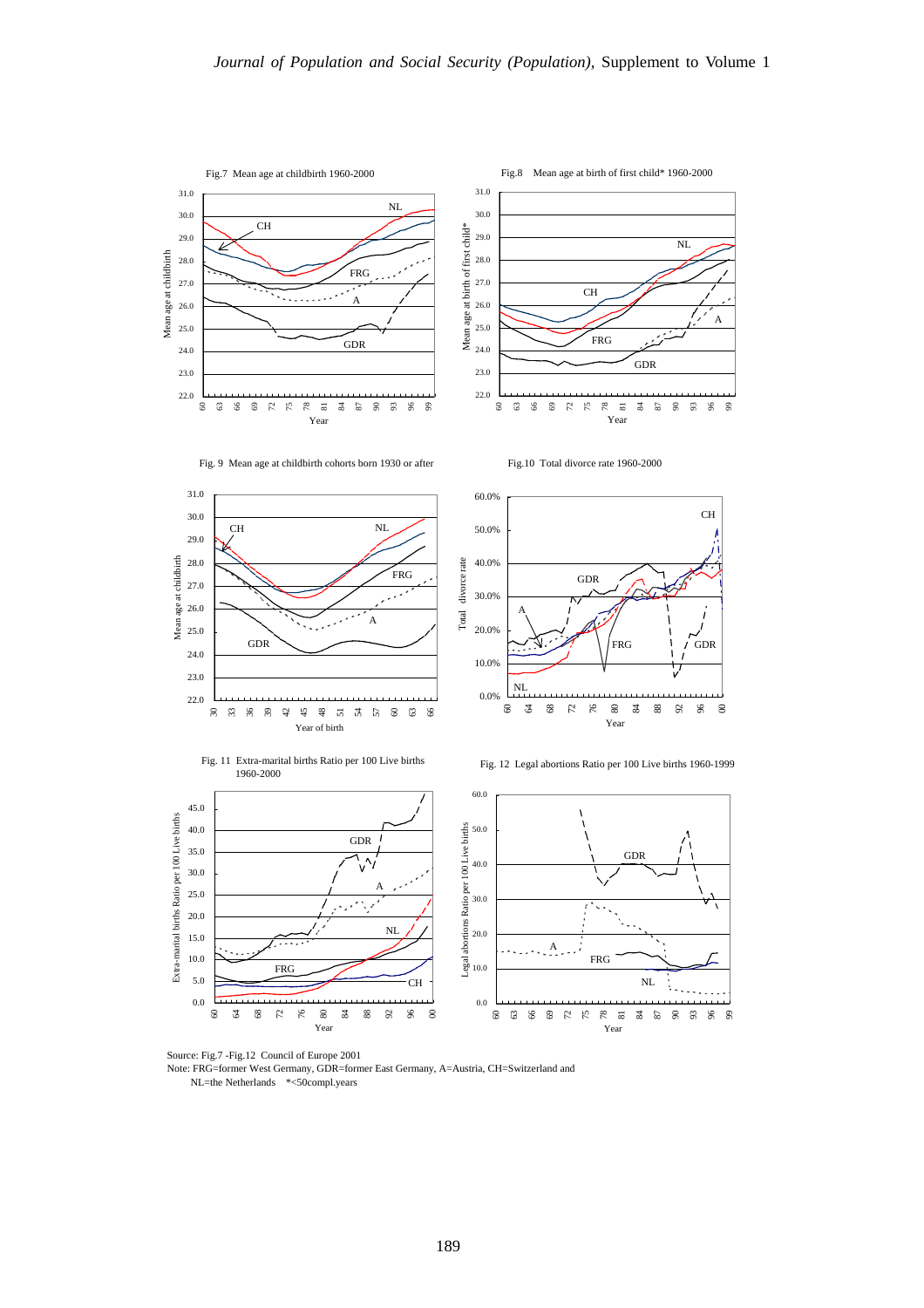Fig.7 Mean age at childbirth 1960-2000

Fig.8 Mean age at birth of first child* 1960-2000

Fig. 9 Mean age at childbirth cohorts born 1930 or after

Fig.10 Total divorce rate 1960-2000

Fig. 11 Extra-marital births Ratio per 100 Live births 1960-2000

Fig. 12 Legal abortions Ratio per 100 Live births 1960-1999

Source: Fig.7 -Fig.12 Council of Europe 2001
Note: FRG=former West Germany, GDR=former East Germany, A=Austria, CH=Switzerland and NL=the Netherlands *<50compl.years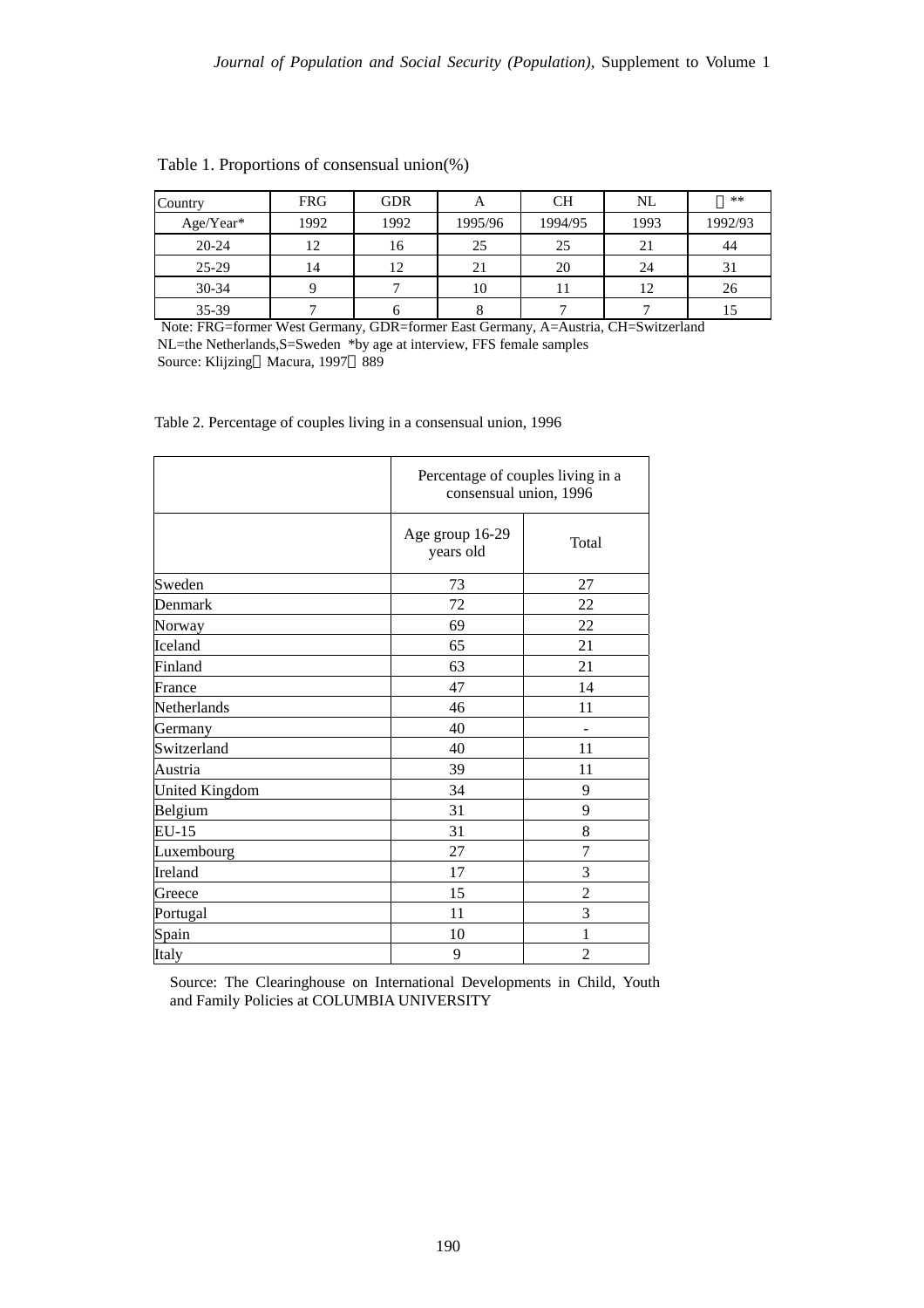Table 1. Proportions of consensual union(%)

| Country | FRG | GDR | A | CH | NL | S** |
|---|---|---|---|---|---|---|
| Age/Year* | 1992 | 1992 | 1995/96 | 1994/95 | 1993 | 1992/93 |
| 20-24 | 12 | 16 | 25 | 25 | 21 | 44 |
| 25-29 | 14 | 12 | 21 | 20 | 24 | 31 |
| 30-34 | 9 | 7 | 10 | 11 | 12 | 26 |
| 35-39 | 7 | 6 | 8 | 7 | 7 | 15 |

Note: FRG=former West Germany, GDR=former East Germany, A=Austria, CH=Switzerland NL=the Netherlands,S=Sweden *by age at interview, FFS female samples
Source: Klijzing, Macura, 1997, 889

Table 2. Percentage of couples living in a consensual union, 1996

| | Percentage of couples living in a consensual union, 1996 | |
|---|---|---|
| | Age group 16-29 years old | Total |
| Sweden | 73 | 27 |
| Denmark | 72 | 22 |
| Norway | 69 | 22 |
| Iceland | 65 | 21 |
| Finland | 63 | 21 |
| France | 47 | 14 |
| Netherlands | 46 | 11 |
| Germany | 40 | - |
| Switzerland | 40 | 11 |
| Austria | 39 | 11 |
| United Kingdom | 34 | 9 |
| Belgium | 31 | 9 |
| EU-15 | 31 | 8 |
| Luxembourg | 27 | 7 |
| Ireland | 17 | 3 |
| Greece | 15 | 2 |
| Portugal | 11 | 3 |
| Spain | 10 | 1 |
| Italy | 9 | 2 |

Source: The Clearinghouse on International Developments in Child, Youth and Family Policies at COLUMBIA UNIVERSITY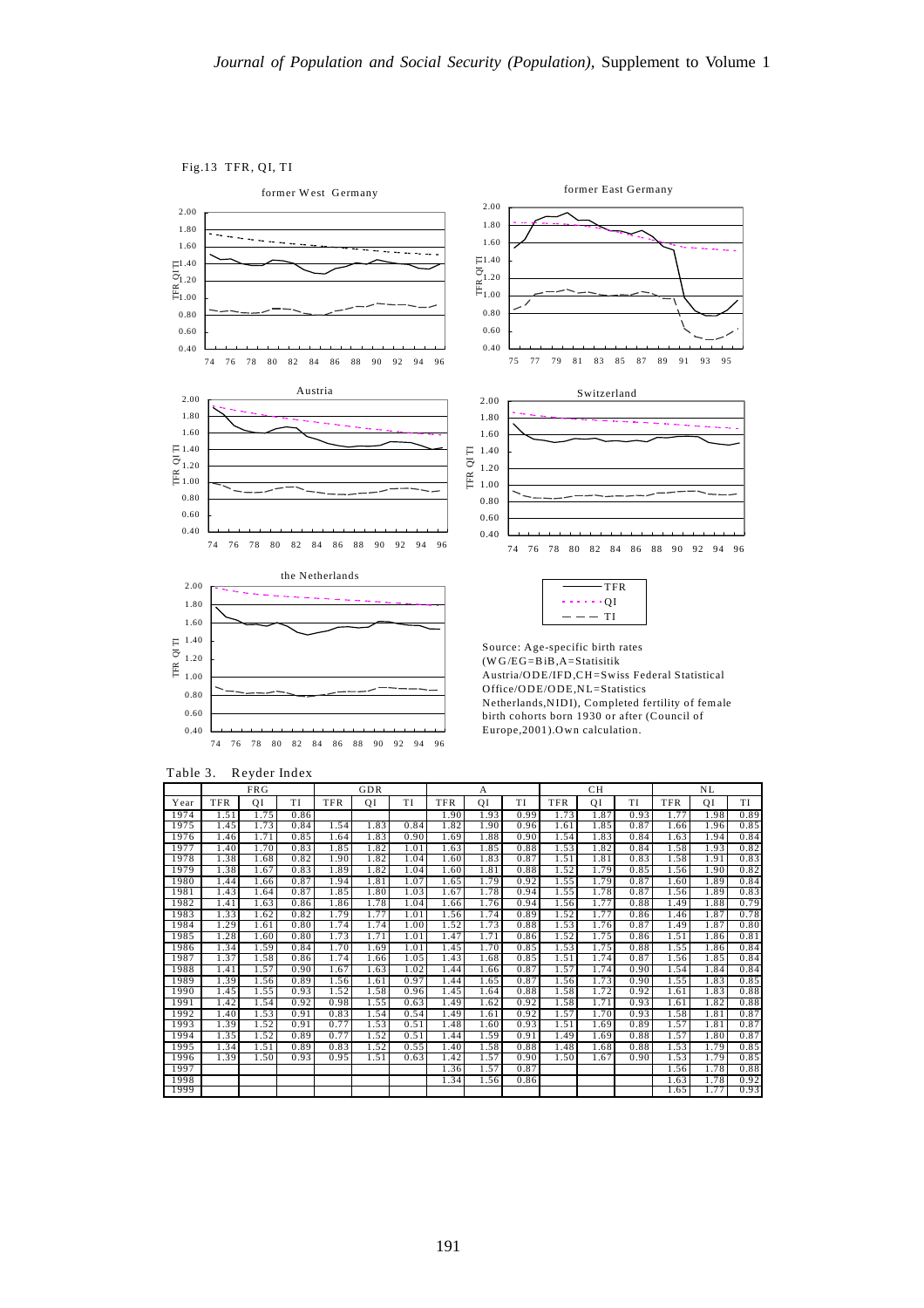Fig.13 TFR, QI, TI

Source: Age-specific birth rates (WG/EG=BiB,A=Statisitik Austria/ODE/IFD,CH=Swiss Federal Statistical Office/ODE/ODE,NL=Statistics Netherlands,NIDI), Completed fertility of female birth cohorts born 1930 or after (Council of Europe,2001).Own calculation.

Table 3. Reyder Index

| | FRG | | | GDR | | | A | | | CH | | | NL | | |
|---|---|---|---|---|---|---|---|---|---|---|---|---|---|---|---|
| Year | TFR | QI | TI | TFR | QI | TI | TFR | QI | TI | TFR | QI | TI | TFR | QI | TI |
| 1974 | 1.51 | 1.75 | 0.86 | | | | 1.90 | 1.93 | 0.99 | 1.73 | 1.87 | 0.93 | 1.77 | 1.98 | 0.89 |
| 1975 | 1.45 | 1.73 | 0.84 | 1.54 | 1.83 | 0.84 | 1.82 | 1.90 | 0.96 | 1.61 | 1.85 | 0.87 | 1.66 | 1.96 | 0.85 |
| 1976 | 1.46 | 1.71 | 0.85 | 1.64 | 1.83 | 0.90 | 1.69 | 1.88 | 0.90 | 1.54 | 1.83 | 0.84 | 1.63 | 1.94 | 0.84 |
| 1977 | 1.40 | 1.70 | 0.83 | 1.85 | 1.82 | 1.01 | 1.63 | 1.85 | 0.88 | 1.53 | 1.82 | 0.84 | 1.58 | 1.93 | 0.82 |
| 1978 | 1.38 | 1.68 | 0.82 | 1.90 | 1.82 | 1.04 | 1.60 | 1.83 | 0.87 | 1.51 | 1.81 | 0.83 | 1.58 | 1.91 | 0.83 |
| 1979 | 1.38 | 1.67 | 0.83 | 1.89 | 1.82 | 1.04 | 1.60 | 1.81 | 0.88 | 1.52 | 1.79 | 0.85 | 1.56 | 1.90 | 0.82 |
| 1980 | 1.44 | 1.66 | 0.87 | 1.94 | 1.81 | 1.07 | 1.65 | 1.79 | 0.92 | 1.55 | 1.79 | 0.87 | 1.60 | 1.89 | 0.84 |
| 1981 | 1.43 | 1.64 | 0.87 | 1.85 | 1.80 | 1.03 | 1.67 | 1.78 | 0.94 | 1.55 | 1.78 | 0.87 | 1.56 | 1.89 | 0.83 |
| 1982 | 1.41 | 1.63 | 0.86 | 1.86 | 1.78 | 1.04 | 1.66 | 1.76 | 0.94 | 1.56 | 1.77 | 0.88 | 1.49 | 1.88 | 0.79 |
| 1983 | 1.33 | 1.62 | 0.82 | 1.79 | 1.77 | 1.01 | 1.56 | 1.74 | 0.89 | 1.52 | 1.77 | 0.86 | 1.46 | 1.87 | 0.78 |
| 1984 | 1.29 | 1.61 | 0.80 | 1.74 | 1.74 | 1.00 | 1.52 | 1.73 | 0.88 | 1.53 | 1.76 | 0.87 | 1.49 | 1.87 | 0.80 |
| 1985 | 1.28 | 1.60 | 0.80 | 1.73 | 1.71 | 1.01 | 1.47 | 1.71 | 0.86 | 1.52 | 1.75 | 0.86 | 1.51 | 1.86 | 0.81 |
| 1986 | 1.34 | 1.59 | 0.84 | 1.70 | 1.69 | 1.01 | 1.45 | 1.70 | 0.85 | 1.53 | 1.75 | 0.88 | 1.55 | 1.86 | 0.84 |
| 1987 | 1.37 | 1.58 | 0.86 | 1.74 | 1.66 | 1.05 | 1.43 | 1.68 | 0.85 | 1.51 | 1.74 | 0.87 | 1.56 | 1.85 | 0.84 |
| 1988 | 1.41 | 1.57 | 0.90 | 1.67 | 1.63 | 1.02 | 1.44 | 1.66 | 0.87 | 1.57 | 1.74 | 0.90 | 1.54 | 1.84 | 0.84 |
| 1989 | 1.39 | 1.56 | 0.89 | 1.56 | 1.61 | 0.97 | 1.44 | 1.65 | 0.87 | 1.56 | 1.73 | 0.90 | 1.55 | 1.83 | 0.85 |
| 1990 | 1.45 | 1.55 | 0.93 | 1.52 | 1.58 | 0.96 | 1.45 | 1.64 | 0.88 | 1.58 | 1.72 | 0.92 | 1.61 | 1.83 | 0.88 |
| 1991 | 1.42 | 1.54 | 0.92 | 0.98 | 1.55 | 0.63 | 1.49 | 1.62 | 0.92 | 1.58 | 1.71 | 0.93 | 1.61 | 1.82 | 0.88 |
| 1992 | 1.40 | 1.53 | 0.91 | 0.83 | 1.54 | 0.54 | 1.49 | 1.61 | 0.92 | 1.57 | 1.70 | 0.93 | 1.58 | 1.81 | 0.87 |
| 1993 | 1.39 | 1.52 | 0.91 | 0.77 | 1.53 | 0.51 | 1.48 | 1.60 | 0.93 | 1.51 | 1.69 | 0.89 | 1.57 | 1.81 | 0.87 |
| 1994 | 1.35 | 1.52 | 0.89 | 0.77 | 1.52 | 0.51 | 1.44 | 1.59 | 0.91 | 1.49 | 1.69 | 0.88 | 1.57 | 1.80 | 0.87 |
| 1995 | 1.34 | 1.51 | 0.89 | 0.83 | 1.52 | 0.55 | 1.40 | 1.58 | 0.88 | 1.48 | 1.68 | 0.88 | 1.53 | 1.79 | 0.85 |
| 1996 | 1.39 | 1.50 | 0.93 | 0.95 | 1.51 | 0.63 | 1.42 | 1.57 | 0.90 | 1.50 | 1.67 | 0.90 | 1.53 | 1.79 | 0.85 |
| 1997 | | | | | | | 1.36 | 1.57 | 0.87 | | | | 1.56 | 1.78 | 0.88 |
| 1998 | | | | | | | 1.34 | 1.56 | 0.86 | | | | 1.63 | 1.78 | 0.92 |
| 1999 | | | | | | | | | | | | | 1.65 | 1.77 | 0.93 |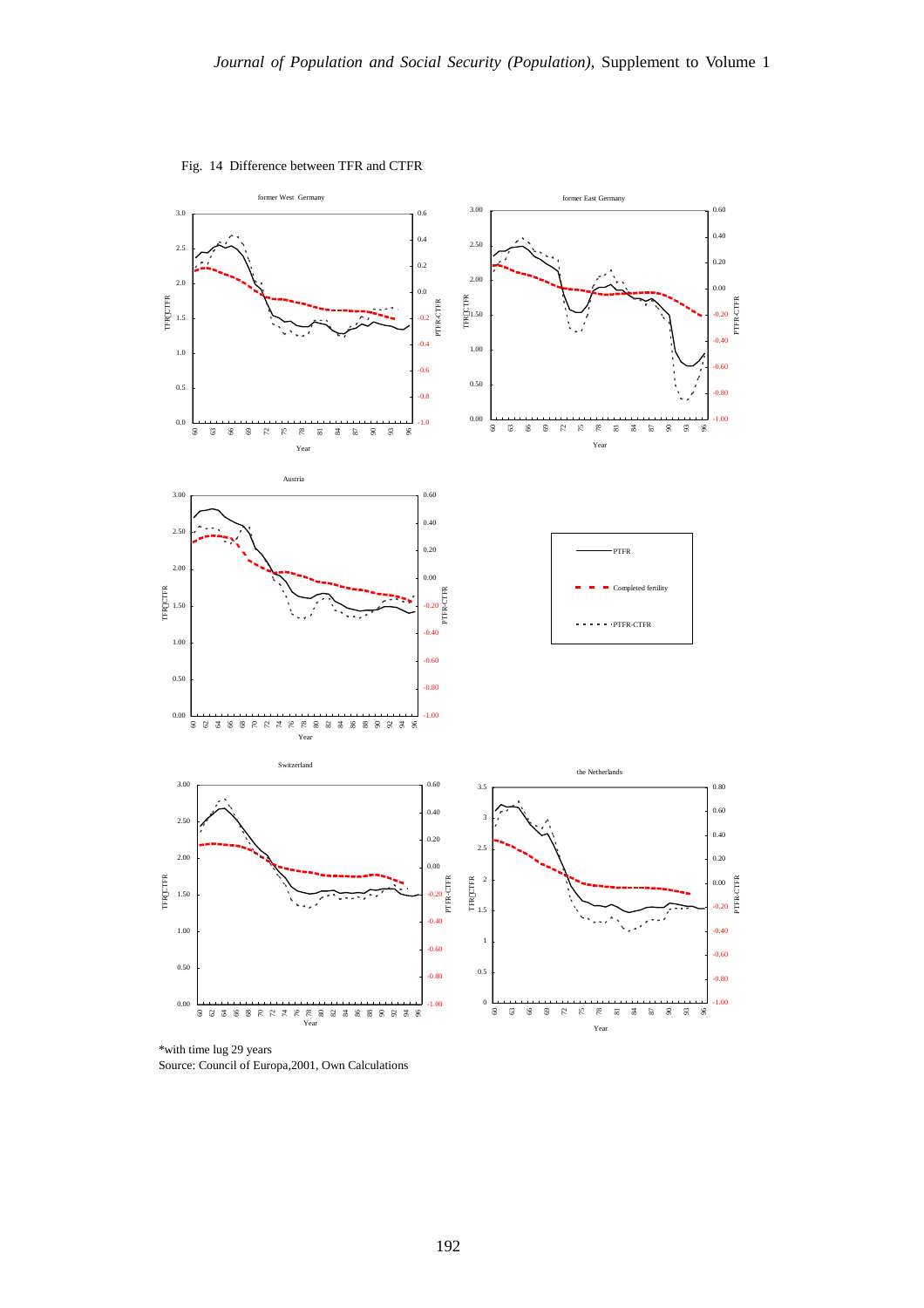Fig. 14 Difference between TFR and CTFR

*with time lug 29 years
Source: Council of Europa,2001, Own Calculations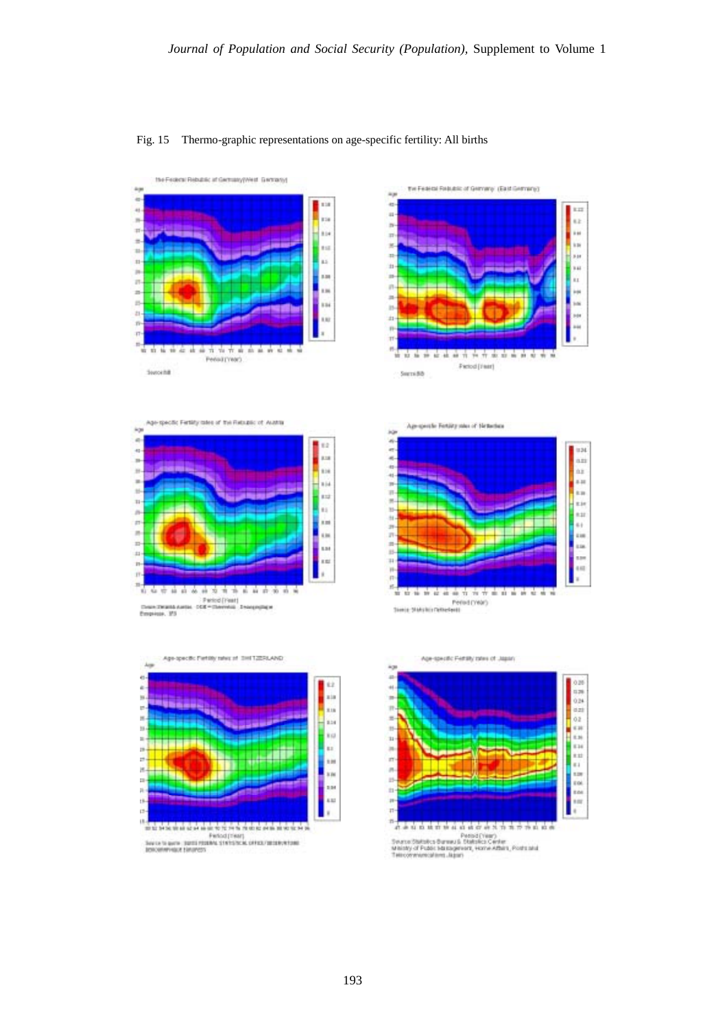Fig. 15　Thermo-graphic representations on age-specific fertility: All births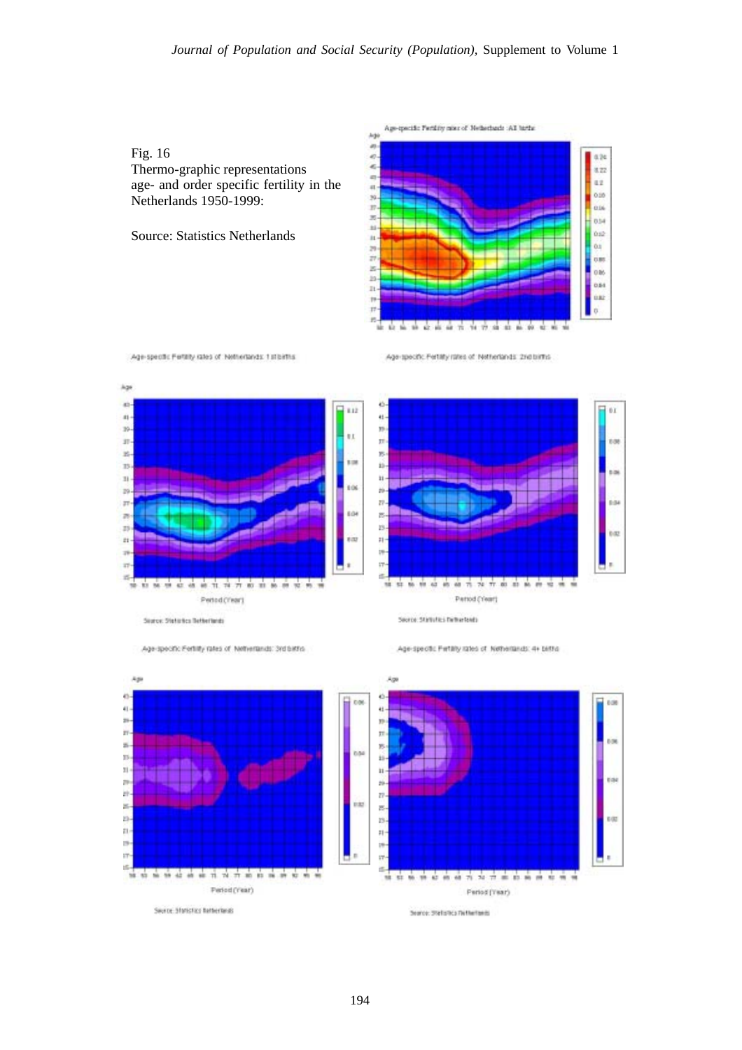Fig. 16
Thermo-graphic representations age- and order specific fertility in the Netherlands 1950-1999:

Source: Statistics Netherlands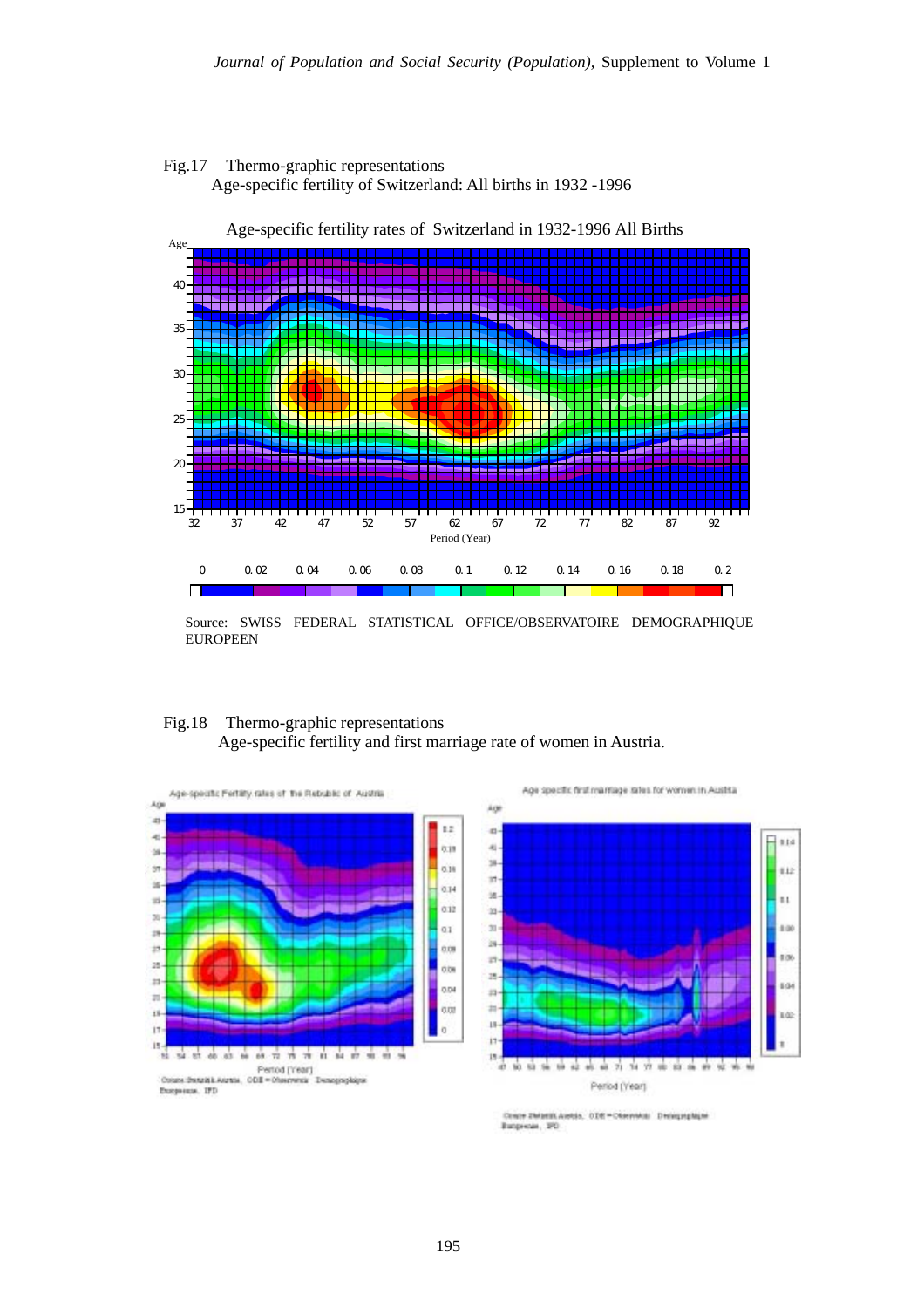Fig.17 Thermo-graphic representations
Age-specific fertility of Switzerland: All births in 1932 -1996

Age-specific fertility rates of Switzerland in 1932-1996 All Births

Source: SWISS FEDERAL STATISTICAL OFFICE/OBSERVATOIRE DEMOGRAPHIQUE EUROPEEN

Fig.18 Thermo-graphic representations
Age-specific fertility and first marriage rate of women in Austria.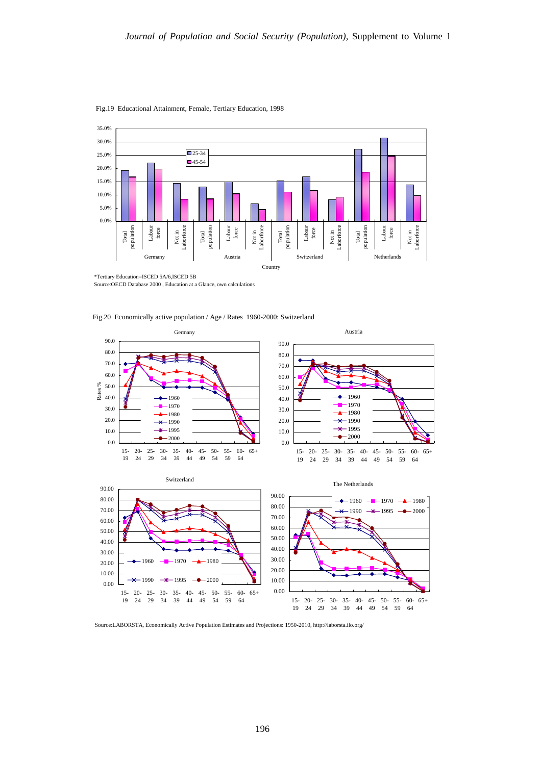Fig.19 Educational Attainment, Female, Tertiary Education, 1998

*Tertiary Education=ISCED 5A/6,ISCED 5B
Source:OECD Database 2000 , Education at a Glance, own calculations

Fig.20 Economically active population / Age / Rates 1960-2000: Switzerland

Source:LABORSTA, Economically Active Population Estimates and Projections: 1950-2010, http://laborsta.ilo.org/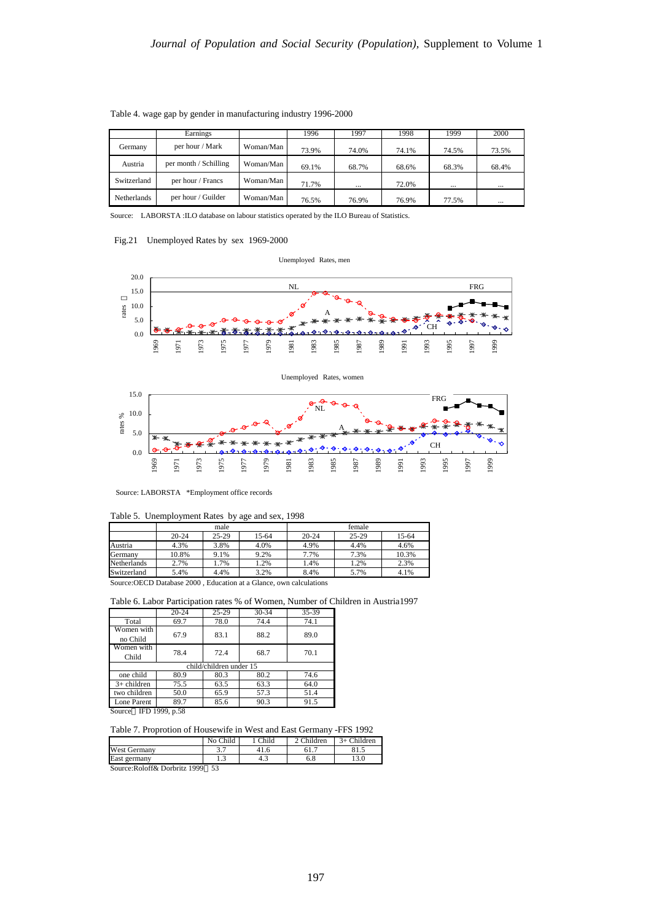Table 4. wage gap by gender in manufacturing industry 1996-2000

| | Earnings | | 1996 | 1997 | 1998 | 1999 | 2000 |
|---|---|---|---|---|---|---|---|
| Germany | per hour / Mark | Woman/Man | 73.9% | 74.0% | 74.1% | 74.5% | 73.5% |
| Austria | per month / Schilling | Woman/Man | 69.1% | 68.7% | 68.6% | 68.3% | 68.4% |
| Switzerland | per hour / Francs | Woman/Man | 71.7% | ... | 72.0% | ... | ... |
| Netherlands | per hour / Guilder | Woman/Man | 76.5% | 76.9% | 76.9% | 77.5% | ... |

Source: LABORSTA :ILO database on labour statistics operated by the ILO Bureau of Statistics.

Fig.21 Unemployed Rates by sex 1969-2000

Unemployed Rates, men

Unemployed Rates, women

Source: LABORSTA *Employment office records

Table 5. Unemployment Rates by age and sex, 1998

| | male | | | female | | |
|---|---|---|---|---|---|---|
| | 20-24 | 25-29 | 15-64 | 20-24 | 25-29 | 15-64 |
| Austria | 4.3% | 3.8% | 4.0% | 4.9% | 4.4% | 4.6% |
| Germany | 10.8% | 9.1% | 9.2% | 7.7% | 7.3% | 10.3% |
| Netherlands | 2.7% | 1.7% | 1.2% | 1.4% | 1.2% | 2.3% |
| Switzerland | 5.4% | 4.4% | 3.2% | 8.4% | 5.7% | 4.1% |

Source:OECD Database 2000 , Education at a Glance, own calculations

Table 6. Labor Participation rates % of Women, Number of Children in Austria1997

| | 20-24 | 25-29 | 30-34 | 35-39 |
|---|---|---|---|---|
| Total | 69.7 | 78.0 | 74.4 | 74.1 |
| Women with no Child | 67.9 | 83.1 | 88.2 | 89.0 |
| Women with Child | 78.4 | 72.4 | 68.7 | 70.1 |
| child/children under 15 | | | | |
| one child | 80.9 | 80.3 | 80.2 | 74.6 |
| 3+ children | 75.5 | 63.5 | 63.3 | 64.0 |
| two children | 50.0 | 65.9 | 57.3 | 51.4 |
| Lone Parent | 89.7 | 85.6 | 90.3 | 91.5 |

Source：IFD 1999, p.58

Table 7. Proprotion of Housewife in West and East Germany -FFS 1992

| | No Child | 1 Child | 2 Children | 3+ Children |
|---|---|---|---|---|
| West Germany | 3.7 | 41.6 | 61.7 | 81.5 |
| East germany | 1.3 | 4.3 | 6.8 | 13.0 |

Source:Roloff& Dorbritz 1999：53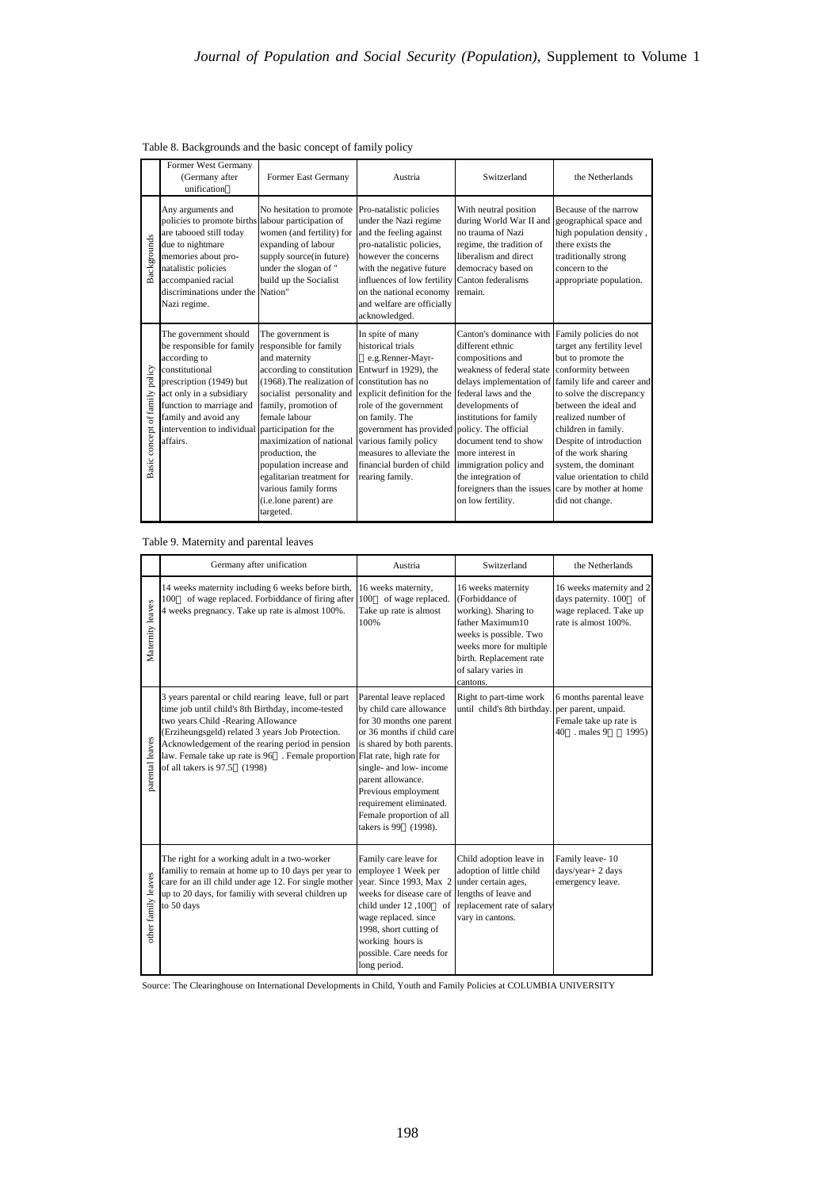Table 8. Backgrounds and the basic concept of family policy

| | Former West Germany (Germany after unification) | Former East Germany | Austria | Switzerland | the Netherlands |
|---|---|---|---|---|---|
| Backgrounds | Any arguments and policies to promote births are tabooed still today due to nightmare memories about pro-natalistic policies accompanied racial discriminations under the Nazi regime. | No hesitation to promote labour participation of women (and fertility) for expanding of labour supply source(in future) under the slogan of " build up the Socialist Nation" | Pro-natalistic policies under the Nazi regime and the feeling against pro-natalistic policies, however the concerns with the negative future influences of low fertility on the national economy and welfare are officially acknowledged. | With neutral position during World War II and no trauma of Nazi regime, the tradition of liberalism and direct democracy based on Canton federalisms remain. | Because of the narrow geographical space and high population density , there exists the traditionally strong concern to the appropriate population. |
| Basic concept of family policy | The government should be responsible for family according to constitutional prescription (1949) but act only in a subsidiary function to marriage and family and avoid any intervention to individual affairs. | The government is responsible for family and maternity according to constitution (1968).The realization of socialist personality and family, promotion of female labour participation for the maximization of national production, the population increase and egalitarian treatment for various family forms (i.e.lone parent) are targeted. | In spite of many historical trials (e.g.Renner-Mayr-Entwurf in 1929), the constitution has no explicit definition for the role of the government on family. The government has provided various family policy measures to alleviate the financial burden of child rearing family. | Canton's dominance with different ethnic compositions and weakness of federal state delays implementation of federal laws and the developments of institutions for family policy. The official document tend to show more interest in immigration policy and the integration of foreigners than the issues on low fertility. | Family policies do not target any fertility level but to promote the conformity between family life and career and to solve the discrepancy between the ideal and realized number of children in family. Despite of introduction of the work sharing system, the dominant value orientation to child care by mother at home did not change. |

Table 9. Maternity and parental leaves

| | Germany after unification | Austria | Switzerland | the Netherlands |
|---|---|---|---|---|
| Maternity leaves | 14 weeks maternity including 6 weeks before birth, 100% of wage replaced. Forbiddance of firing after 4 weeks pregnancy. Take up rate is almost 100%. | 16 weeks maternity, 100% of wage replaced. Take up rate is almost 100% | 16 weeks maternity (Forbiddance of working). Sharing to father Maximum10 weeks is possible. Two weeks more for multiple birth. Replacement rate of salary varies in cantons. | 16 weeks maternity and 2 days paternity. 100% of wage replaced. Take up rate is almost 100%. |
| parental leaves | 3 years parental or child rearing leave, full or part time job until child's 8th Birthday, income-tested two years Child -Rearing Allowance (Erziheungsgeld) related 3 years Job Protection. Acknowledgement of the rearing period in pension law. Female take up rate is 96%. Female proportion of all takers is 97.5% (1998) | Parental leave replaced by child care allowance for 30 months one parent or 36 months if child care is shared by both parents. Flat rate, high rate for single- and low- income parent allowance. Previous employment requirement eliminated. Female proportion of all takers is 99% (1998). | Right to part-time work until child's 8th birthday. | 6 months parental leave per parent, unpaid. Female take up rate is 40%. males 9% (1995) |
| other family leaves | The right for a working adult in a two-worker familiy to remain at home up to 10 days per year to care for an ill child under age 12. For single mother up to 20 days, for familiy with several children up to 50 days | Family care leave for employee 1 Week per year. Since 1993, Max 2 weeks for disease care of child under 12 ,100% of wage replaced. since 1998, short cutting of working hours is possible. Care needs for long period. | Child adoption leave in adoption of little child under certain ages, lengths of leave and replacement rate of salary vary in cantons. | Family leave- 10 days/year+ 2 days emergency leave. |

Source: The Clearinghouse on International Developments in Child, Youth and Family Policies at COLUMBIA UNIVERSITY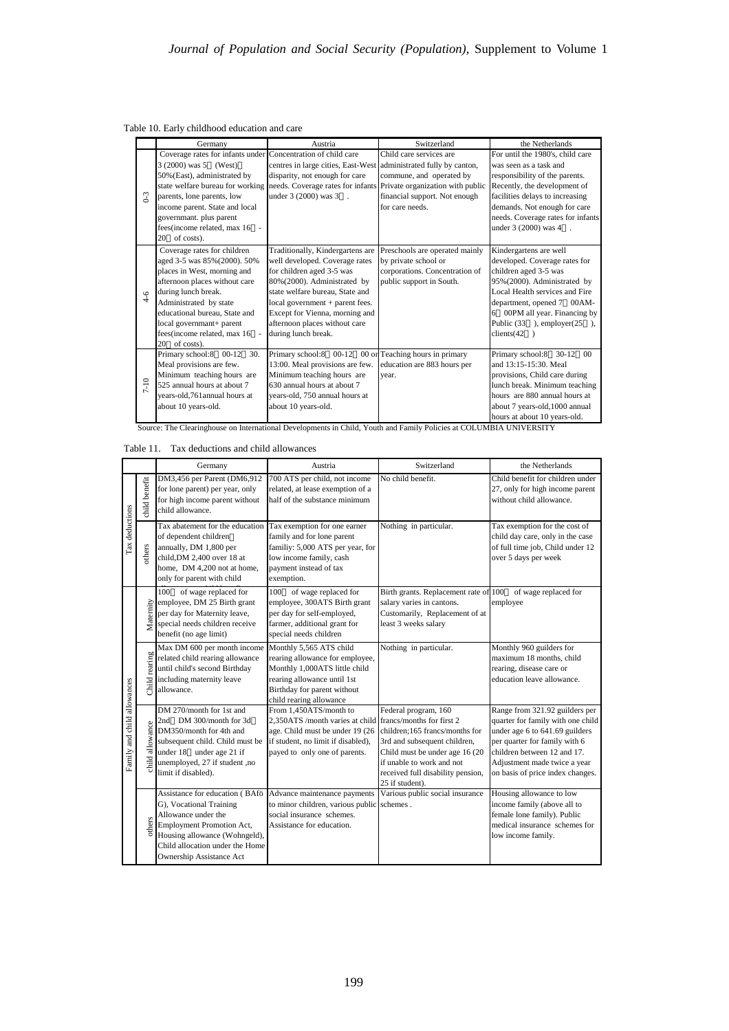Table 10. Early childhood education and care

| | Germany | Austria | Switzerland | the Netherlands |
|---|---|---|---|---|
| 0-3 | Coverage rates for infants under 3 (2000) was 5 (West) 50%(East), administrated by state welfare bureau for working parents, lone parents, low income parent. State and local governmant. plus parent fees(income related, max 16 - 20 of costs). | Concentration of child care centres in large cities, East-West disparity, not enough for care needs. Coverage rates for infants under 3 (2000) was 3 . | Child care services are administrated fully by canton, commune, and operated by Private organization with public financial support. Not enough for care needs. | For until the 1980's, child care was seen as a task and responsibility of the parents. Recently, the development of facilities delays to increasing demands. Not enough for care needs. Coverage rates for infants under 3 (2000) was 4 . |
| 4-6 | Coverage rates for children aged 3-5 was 85%(2000). 50% places in West, morning and afternoon places without care during lunch break. Administrated by state educational bureau, State and local governmant+ parent fees(income related, max 16 - 20 of costs). | Traditionally, Kindergartens are well developed. Coverage rates for children aged 3-5 was 80%(2000). Administrated by state welfare bureau, State and local government + parent fees. Except for Vienna, morning and afternoon places without care during lunch break. | Preschools are operated mainly by private school or corporations. Concentration of public support in South. | Kindergartens are well developed. Coverage rates for children aged 3-5 was 95%(2000). Administrated by Local Health services and Fire department, opened 7 00AM-6 00PM all year. Financing by Public (33 ), employer(25 ), clients(42 ) |
| 7-10 | Primary school:8 00-12 30. Meal provisions are few. Minimum teaching hours are 525 annual hours at about 7 years-old,761annual hours at about 10 years-old. | Primary school:8 00-12 00 or 13:00. Meal provisions are few. Minimum teaching hours are 630 annual hours at about 7 years-old, 750 annual hours at about 10 years-old. | Teaching hours in primary education are 883 hours per year. | Primary school:8 30-12 00 and 13:15-15:30. Meal provisions, Child care during lunch break. Minimum teaching hours are 880 annual hours at about 7 years-old,1000 annual hours at about 10 years-old. |

Source: The Clearinghouse on International Developments in Child, Youth and Family Policies at COLUMBIA UNIVERSITY

Table 11. Tax deductions and child allowances

| | | Germany | Austria | Switzerland | the Netherlands |
|---|---|---|---|---|---|
| Tax deductions | child benefit | DM3,456 per Parent (DM6,912 for lone parent) per year, only for high income parent without child allowance. | 700 ATS per child, not income related, at lease exemption of a half of the substance minimum | No child benefit. | Child benefit for children under 27, only for high income parent without child allowance. |
| | others | Tax abatement for the education of dependent children annually, DM 1,800 per child,DM 2,400 over 18 at home, DM 4,200 not at home, only for parent with child | Tax exemption for one earner family and for lone parent familiy: 5,000 ATS per year, for low income family, cash payment instead of tax exemption. | Nothing in particular. | Tax exemption for the cost of child day care, only in the case of full time job, Child under 12 over 5 days per week |
| Family and child allowances | Maternity | 100 of wage replaced for employee, DM 25 Birth grant per day for Maternity leave, special needs children receive benefit (no age limit) | 100 of wage replaced for employee, 300ATS Birth grant per day for self-employed, farmer, additional grant for special needs children | Birth grants. Replacement rate of salary varies in cantons. Customarily, Replacement of at least 3 weeks salary | 100 of wage replaced for employee |
| | Child rearing | Max DM 600 per month income related child rearing allowance until child's second Birthday including maternity leave allowance. | Monthly 5,565 ATS child rearing allowance for employee, Monthly 1,000ATS little child rearing allowance until 1st Birthday for parent without child rearing allowance | Nothing in particular. | Monthly 960 guilders for maximum 18 months, child rearing, disease care or education leave allowance. |
| | child allowance | DM 270/month for 1st and 2nd DM 300/month for 3d DM350/month for 4th and subsequent child. Child must be under 18 under age 21 if unemployed, 27 if student ,no limit if disabled). | From 1,450ATS/month to 2,350ATS /month varies at child age. Child must be under 19 (26 if student, no limit if disabled), payed to only one of parents. | Federal program, 160 francs/months for first 2 children;165 francs/months for 3rd and subsequent children, Child must be under age 16 (20 if unable to work and not received full disability pension, 25 if student). | Range from 321.92 guilders per quarter for family with one child under age 6 to 641.69 guilders per quarter for family with 6 children between 12 and 17. Adjustment made twice a year on basis of price index changes. |
| | others | Assistance for education ( BAfö G), Vocational Training Allowance under the Employment Promotion Act, Housing allowance (Wohngeld), Child allocation under the Home Ownership Assistance Act | Advance maintenance payments to minor children, various public social insurance schemes. Assistance for education. | Various public social insurance schemes . | Housing allowance to low income family (above all to female lone family). Public medical insurance schemes for low income family. |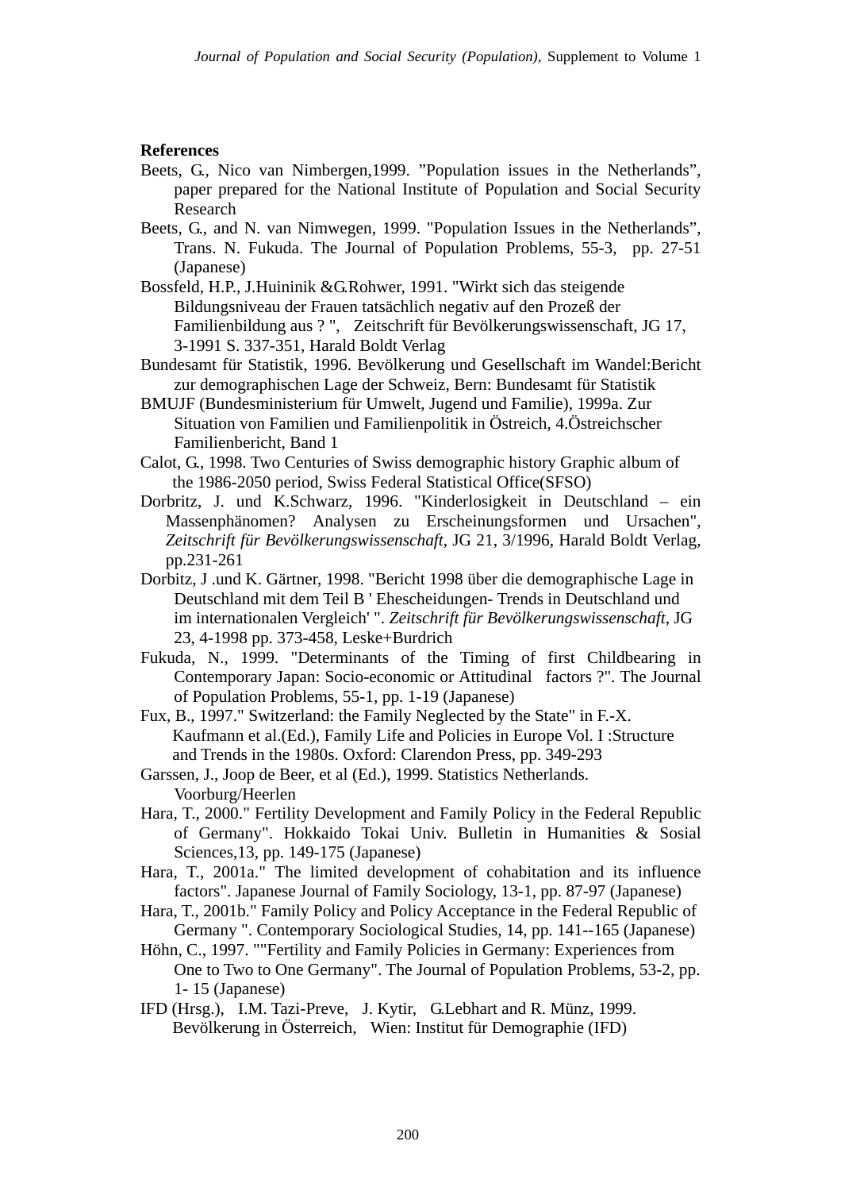**References**

Beets, G., Nico van Nimbergen,1999. "Population issues in the Netherlands", paper prepared for the National Institute of Population and Social Security Research

Beets, G., and N. van Nimwegen, 1999. "Population Issues in the Netherlands", Trans. N. Fukuda. The Journal of Population Problems, 55-3, pp. 27-51 (Japanese)

Bossfeld, H.P., J.Huininik &G.Rohwer, 1991. "Wirkt sich das steigende Bildungsniveau der Frauen tatsächlich negativ auf den Prozeß der Familienbildung aus ? ", Zeitschrift für Bevölkerungswissenschaft, JG 17, 3-1991 S. 337-351, Harald Boldt Verlag

Bundesamt für Statistik, 1996. Bevölkerung und Gesellschaft im Wandel:Bericht zur demographischen Lage der Schweiz, Bern: Bundesamt für Statistik

BMUJF (Bundesministerium für Umwelt, Jugend und Familie), 1999a. Zur Situation von Familien und Familienpolitik in Östreich, 4.Östreichscher Familienbericht, Band 1

Calot, G., 1998. Two Centuries of Swiss demographic history Graphic album of the 1986-2050 period, Swiss Federal Statistical Office(SFSO)

Dorbritz, J. und K.Schwarz, 1996. "Kinderlosigkeit in Deutschland – ein Massenphänomen? Analysen zu Erscheinungsformen und Ursachen", *Zeitschrift für Bevölkerungswissenschaft*, JG 21, 3/1996, Harald Boldt Verlag, pp.231-261

Dorbitz, J .und K. Gärtner, 1998. "Bericht 1998 über die demographische Lage in Deutschland mit dem Teil B ' Ehescheidungen- Trends in Deutschland und im internationalen Vergleich' ". *Zeitschrift für Bevölkerungswissenschaft*, JG 23, 4-1998 pp. 373-458, Leske+Burdrich

Fukuda, N., 1999. "Determinants of the Timing of first Childbearing in Contemporary Japan: Socio-economic or Attitudinal factors ?". The Journal of Population Problems, 55-1, pp. 1-19 (Japanese)

Fux, B., 1997." Switzerland: the Family Neglected by the State" in F.-X. Kaufmann et al.(Ed.), Family Life and Policies in Europe Vol. I :Structure and Trends in the 1980s. Oxford: Clarendon Press, pp. 349-293

Garssen, J., Joop de Beer, et al (Ed.), 1999. Statistics Netherlands. Voorburg/Heerlen

Hara, T., 2000." Fertility Development and Family Policy in the Federal Republic of Germany". Hokkaido Tokai Univ. Bulletin in Humanities & Sosial Sciences,13, pp. 149-175 (Japanese)

Hara, T., 2001a." The limited development of cohabitation and its influence factors". Japanese Journal of Family Sociology, 13-1, pp. 87-97 (Japanese)

Hara, T., 2001b." Family Policy and Policy Acceptance in the Federal Republic of Germany ". Contemporary Sociological Studies, 14, pp. 141--165 (Japanese)

Höhn, C., 1997. ""Fertility and Family Policies in Germany: Experiences from One to Two to One Germany". The Journal of Population Problems, 53-2, pp. 1- 15 (Japanese)

IFD (Hrsg.), I.M. Tazi-Preve, J. Kytir, G.Lebhart and R. Münz, 1999. Bevölkerung in Österreich, Wien: Institut für Demographie (IFD)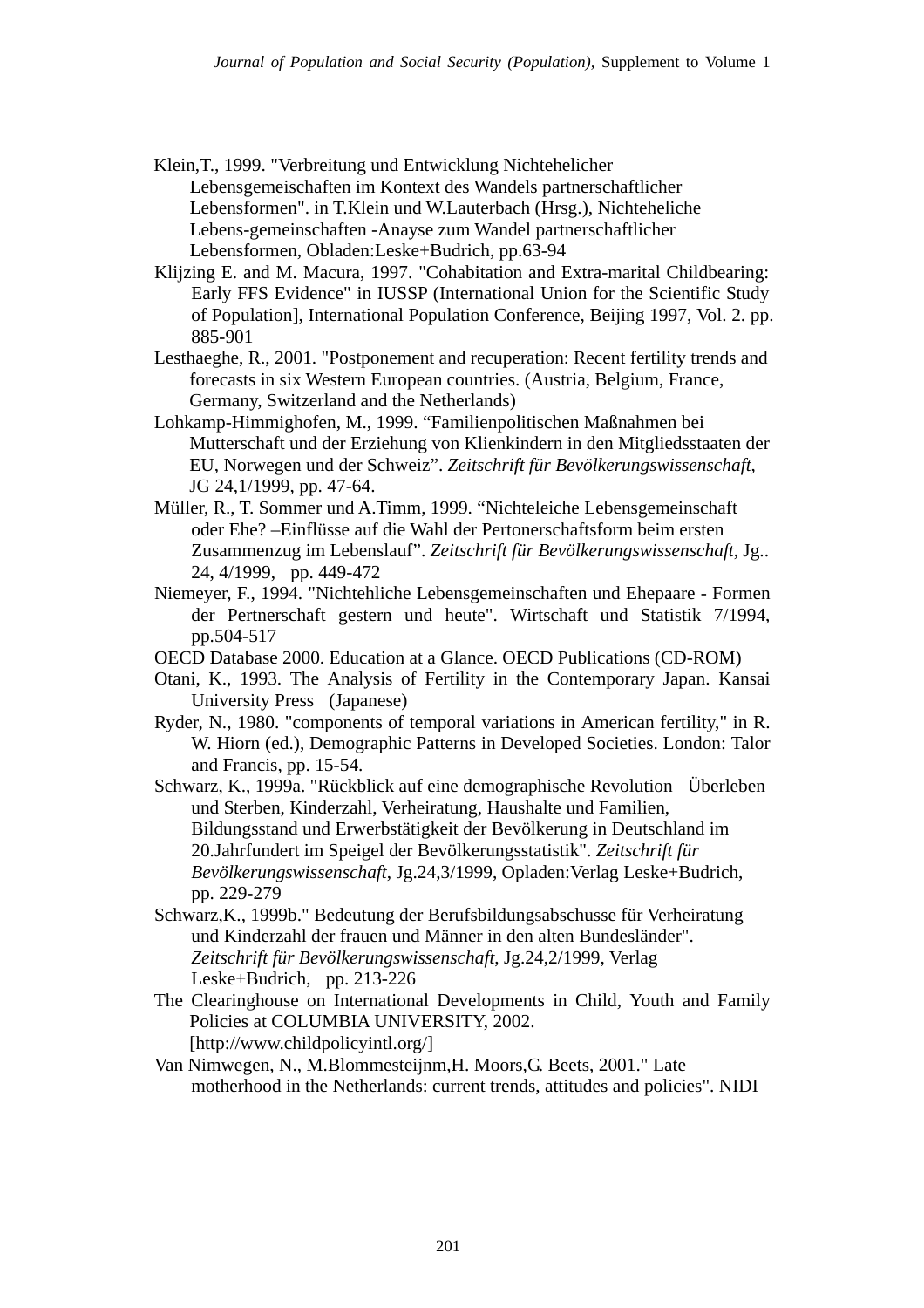Klein,T., 1999. "Verbreitung und Entwicklung Nichtehelicher Lebensgemeischaften im Kontext des Wandels partnerschaftlicher Lebensformen". in T.Klein und W.Lauterbach (Hrsg.), Nichteheliche Lebens-gemeinschaften -Anayse zum Wandel partnerschaftlicher Lebensformen, Obladen:Leske+Budrich, pp.63-94

Klijzing E. and M. Macura, 1997. "Cohabitation and Extra-marital Childbearing: Early FFS Evidence" in IUSSP (International Union for the Scientific Study of Population], International Population Conference, Beijing 1997, Vol. 2. pp. 885-901

Lesthaeghe, R., 2001. "Postponement and recuperation: Recent fertility trends and forecasts in six Western European countries. (Austria, Belgium, France, Germany, Switzerland and the Netherlands)

Lohkamp-Himmighofen, M., 1999. "Familienpolitischen Maßnahmen bei Mutterschaft und der Erziehung von Klienkindern in den Mitgliedsstaaten der EU, Norwegen und der Schweiz". *Zeitschrift für Bevölkerungswissenschaft*, JG 24,1/1999, pp. 47-64.

Müller, R., T. Sommer und A.Timm, 1999. "Nichteleiche Lebensgemeinschaft oder Ehe? –Einflüsse auf die Wahl der Pertonerschaftsform beim ersten Zusammenzug im Lebenslauf". *Zeitschrift für Bevölkerungswissenschaft*, Jg.. 24, 4/1999, pp. 449-472

Niemeyer, F., 1994. "Nichtehliche Lebensgemeinschaften und Ehepaare - Formen der Pertnerschaft gestern und heute". Wirtschaft und Statistik 7/1994, pp.504-517

OECD Database 2000. Education at a Glance. OECD Publications (CD-ROM)

Otani, K., 1993. The Analysis of Fertility in the Contemporary Japan. Kansai University Press (Japanese)

Ryder, N., 1980. "components of temporal variations in American fertility," in R. W. Hiorn (ed.), Demographic Patterns in Developed Societies. London: Talor and Francis, pp. 15-54.

Schwarz, K., 1999a. "Rückblick auf eine demographische Revolution Überleben und Sterben, Kinderzahl, Verheiratung, Haushalte und Familien, Bildungsstand und Erwerbstätigkeit der Bevölkerung in Deutschland im 20.Jahrfundert im Speigel der Bevölkerungsstatistik". *Zeitschrift für Bevölkerungswissenschaft*, Jg.24,3/1999, Opladen:Verlag Leske+Budrich, pp. 229-279

Schwarz,K., 1999b." Bedeutung der Berufsbildungsabschusse für Verheiratung und Kinderzahl der frauen und Männer in den alten Bundesländer". *Zeitschrift für Bevölkerungswissenschaft*, Jg.24,2/1999, Verlag Leske+Budrich, pp. 213-226

The Clearinghouse on International Developments in Child, Youth and Family Policies at COLUMBIA UNIVERSITY, 2002. [http://www.childpolicyintl.org/]

Van Nimwegen, N., M.Blommesteijnm,H. Moors,G. Beets, 2001." Late motherhood in the Netherlands: current trends, attitudes and policies". NIDI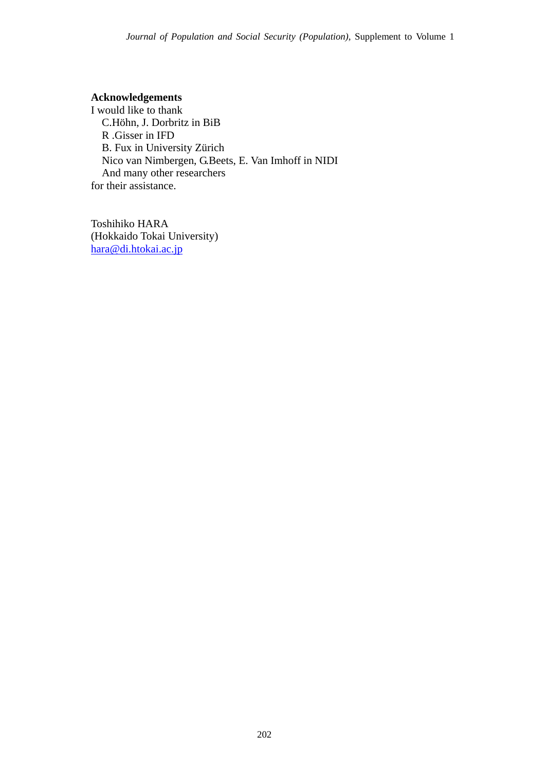**Acknowledgements**

I would like to thank

C.Höhn, J. Dorbritz in BiB
R .Gisser in IFD
B. Fux in University Zürich
Nico van Nimbergen, G.Beets, E. Van Imhoff in NIDI
And many other researchers

for their assistance.

Toshihiko HARA
(Hokkaido Tokai University)
hara@di.htokai.ac.jp